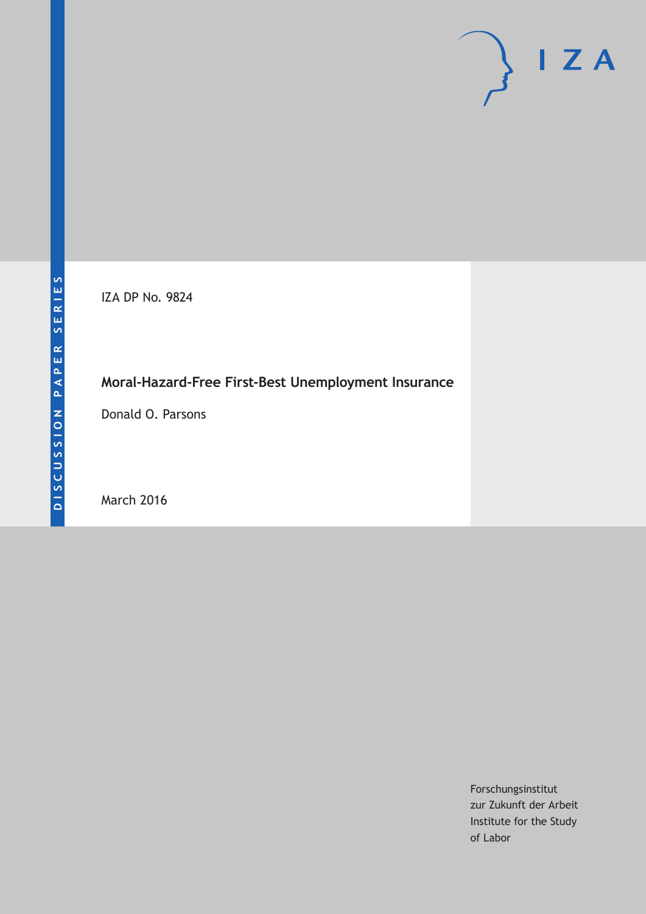DISCUSSION PAPER SERIES

IZA

IZA DP No. 9824

# Moral-Hazard-Free First-Best Unemployment Insurance

Donald O. Parsons

March 2016

Forschungsinstitut
zur Zukunft der Arbeit
Institute for the Study
of Labor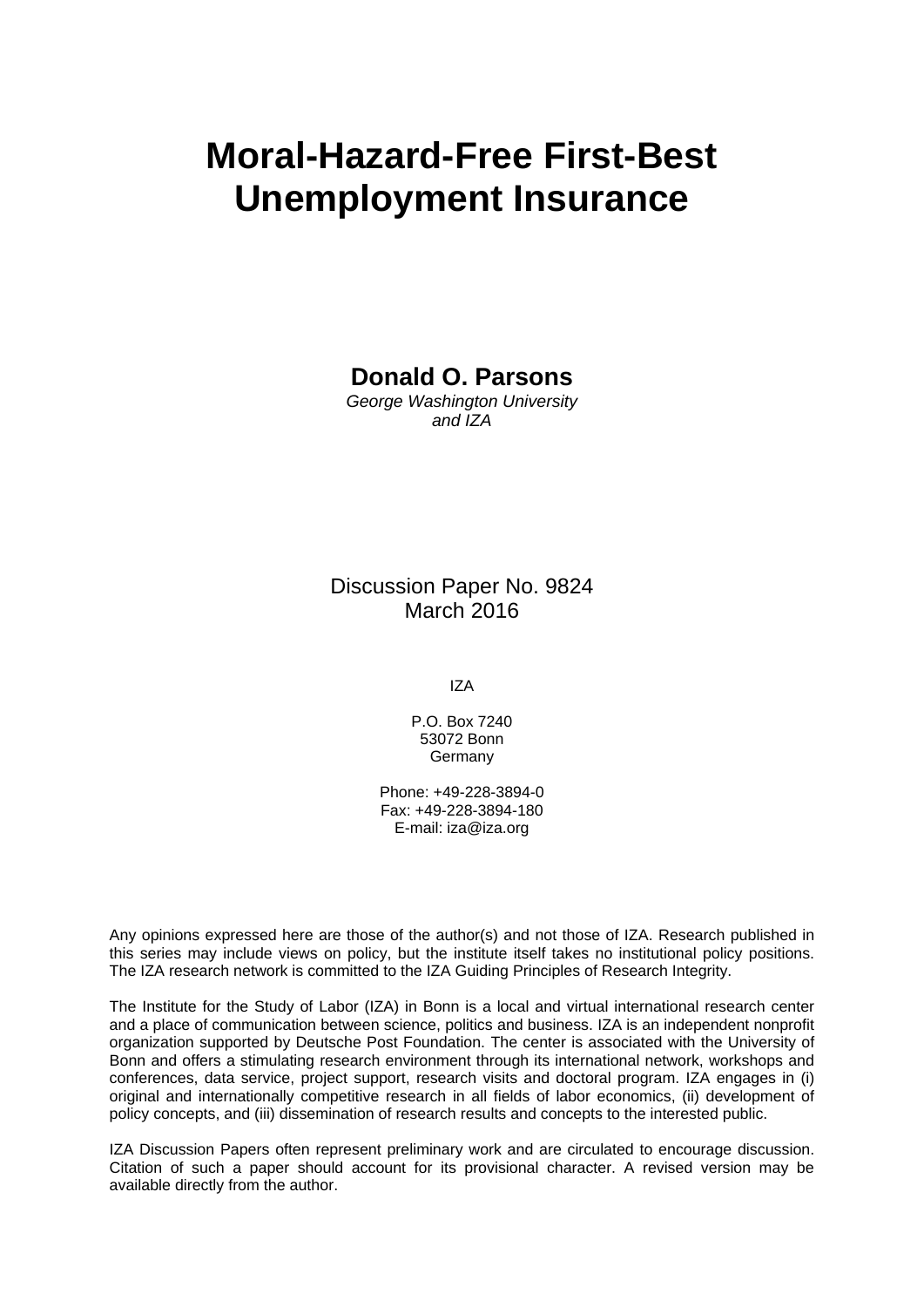# Moral-Hazard-Free First-Best Unemployment Insurance

**Donald O. Parsons**
*George Washington University and IZA*

Discussion Paper No. 9824
March 2016

IZA

P.O. Box 7240
53072 Bonn
Germany

Phone: +49-228-3894-0
Fax: +49-228-3894-180
E-mail: iza@iza.org

Any opinions expressed here are those of the author(s) and not those of IZA. Research published in this series may include views on policy, but the institute itself takes no institutional policy positions. The IZA research network is committed to the IZA Guiding Principles of Research Integrity.

The Institute for the Study of Labor (IZA) in Bonn is a local and virtual international research center and a place of communication between science, politics and business. IZA is an independent nonprofit organization supported by Deutsche Post Foundation. The center is associated with the University of Bonn and offers a stimulating research environment through its international network, workshops and conferences, data service, project support, research visits and doctoral program. IZA engages in (i) original and internationally competitive research in all fields of labor economics, (ii) development of policy concepts, and (iii) dissemination of research results and concepts to the interested public.

IZA Discussion Papers often represent preliminary work and are circulated to encourage discussion. Citation of such a paper should account for its provisional character. A revised version may be available directly from the author.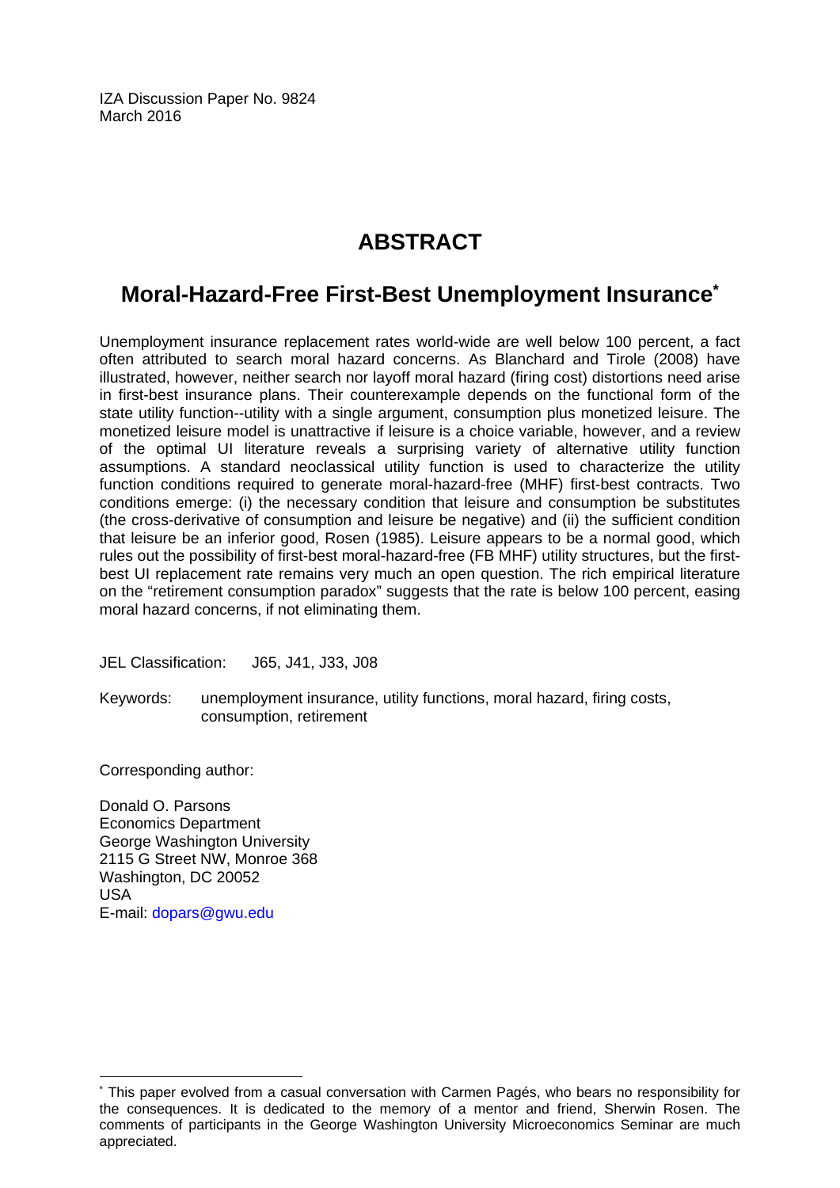IZA Discussion Paper No. 9824
March 2016

# ABSTRACT

## Moral-Hazard-Free First-Best Unemployment Insurance*

Unemployment insurance replacement rates world-wide are well below 100 percent, a fact often attributed to search moral hazard concerns. As Blanchard and Tirole (2008) have illustrated, however, neither search nor layoff moral hazard (firing cost) distortions need arise in first-best insurance plans. Their counterexample depends on the functional form of the state utility function--utility with a single argument, consumption plus monetized leisure. The monetized leisure model is unattractive if leisure is a choice variable, however, and a review of the optimal UI literature reveals a surprising variety of alternative utility function assumptions. A standard neoclassical utility function is used to characterize the utility function conditions required to generate moral-hazard-free (MHF) first-best contracts. Two conditions emerge: (i) the necessary condition that leisure and consumption be substitutes (the cross-derivative of consumption and leisure be negative) and (ii) the sufficient condition that leisure be an inferior good, Rosen (1985). Leisure appears to be a normal good, which rules out the possibility of first-best moral-hazard-free (FB MHF) utility structures, but the first-best UI replacement rate remains very much an open question. The rich empirical literature on the "retirement consumption paradox" suggests that the rate is below 100 percent, easing moral hazard concerns, if not eliminating them.

JEL Classification: J65, J41, J33, J08

Keywords: unemployment insurance, utility functions, moral hazard, firing costs, consumption, retirement

Corresponding author:

Donald O. Parsons
Economics Department
George Washington University
2115 G Street NW, Monroe 368
Washington, DC 20052
USA
E-mail: dopars@gwu.edu

---

* This paper evolved from a casual conversation with Carmen Pagés, who bears no responsibility for the consequences. It is dedicated to the memory of a mentor and friend, Sherwin Rosen. The comments of participants in the George Washington University Microeconomics Seminar are much appreciated.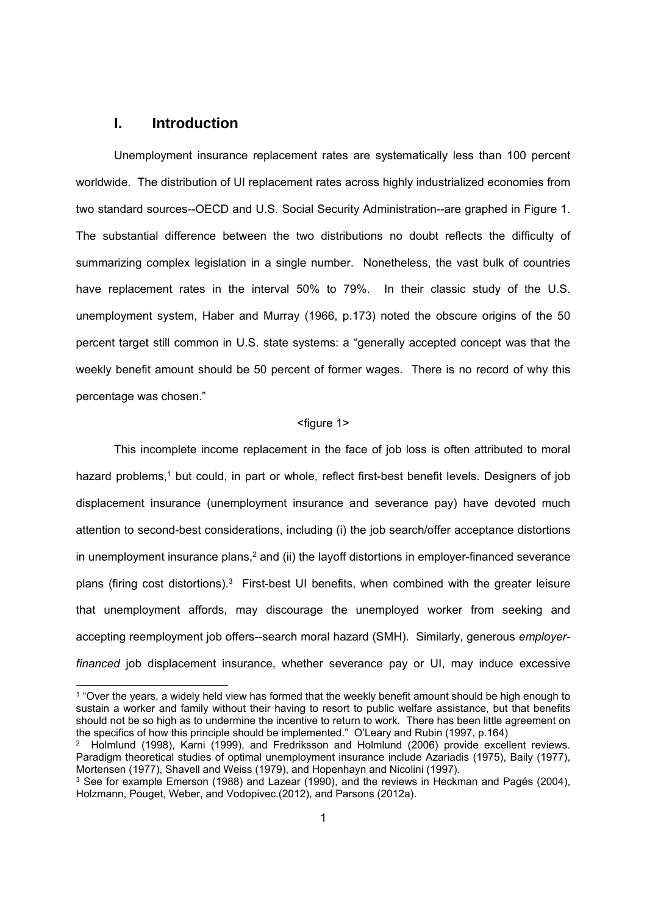# I. Introduction

Unemployment insurance replacement rates are systematically less than 100 percent worldwide. The distribution of UI replacement rates across highly industrialized economies from two standard sources--OECD and U.S. Social Security Administration--are graphed in Figure 1. The substantial difference between the two distributions no doubt reflects the difficulty of summarizing complex legislation in a single number. Nonetheless, the vast bulk of countries have replacement rates in the interval 50% to 79%. In their classic study of the U.S. unemployment system, Haber and Murray (1966, p.173) noted the obscure origins of the 50 percent target still common in U.S. state systems: a "generally accepted concept was that the weekly benefit amount should be 50 percent of former wages. There is no record of why this percentage was chosen."

<figure 1>

This incomplete income replacement in the face of job loss is often attributed to moral hazard problems,[1] but could, in part or whole, reflect first-best benefit levels. Designers of job displacement insurance (unemployment insurance and severance pay) have devoted much attention to second-best considerations, including (i) the job search/offer acceptance distortions in unemployment insurance plans,[2] and (ii) the layoff distortions in employer-financed severance plans (firing cost distortions).[3] First-best UI benefits, when combined with the greater leisure that unemployment affords, may discourage the unemployed worker from seeking and accepting reemployment job offers--search moral hazard (SMH). Similarly, generous *employer-financed* job displacement insurance, whether severance pay or UI, may induce excessive

---

[1] "Over the years, a widely held view has formed that the weekly benefit amount should be high enough to sustain a worker and family without their having to resort to public welfare assistance, but that benefits should not be so high as to undermine the incentive to return to work. There has been little agreement on the specifics of how this principle should be implemented." O'Leary and Rubin (1997, p.164)

[2] Holmlund (1998), Karni (1999), and Fredriksson and Holmlund (2006) provide excellent reviews. Paradigm theoretical studies of optimal unemployment insurance include Azariadis (1975), Baily (1977), Mortensen (1977), Shavell and Weiss (1979), and Hopenhayn and Nicolini (1997).

[3] See for example Emerson (1988) and Lazear (1990), and the reviews in Heckman and Pagés (2004), Holzmann, Pouget, Weber, and Vodopivec.(2012), and Parsons (2012a).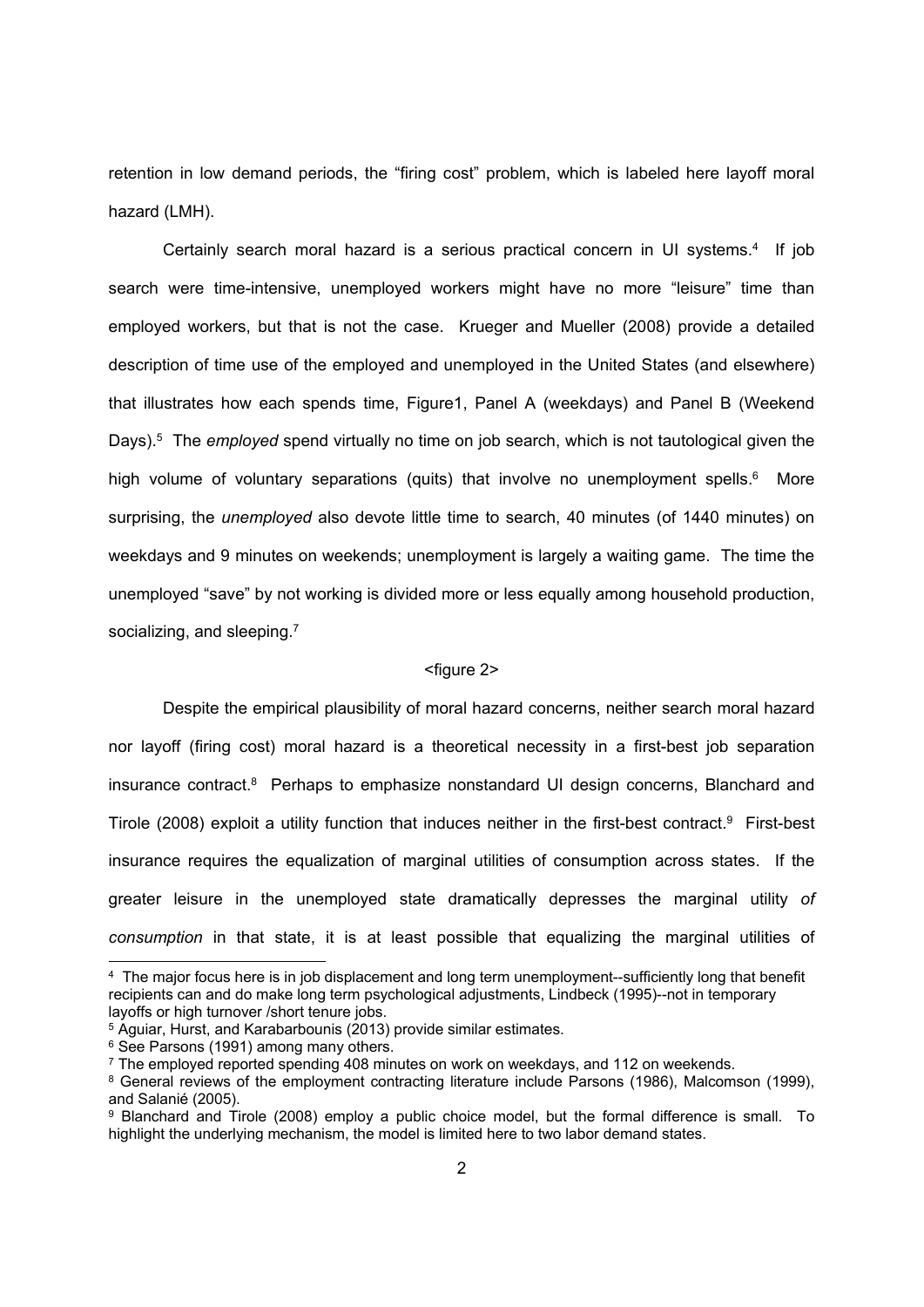retention in low demand periods, the "firing cost" problem, which is labeled here layoff moral hazard (LMH).

Certainly search moral hazard is a serious practical concern in UI systems.[4] If job search were time-intensive, unemployed workers might have no more "leisure" time than employed workers, but that is not the case. Krueger and Mueller (2008) provide a detailed description of time use of the employed and unemployed in the United States (and elsewhere) that illustrates how each spends time, Figure1, Panel A (weekdays) and Panel B (Weekend Days).[5] The *employed* spend virtually no time on job search, which is not tautological given the high volume of voluntary separations (quits) that involve no unemployment spells.[6] More surprising, the *unemployed* also devote little time to search, 40 minutes (of 1440 minutes) on weekdays and 9 minutes on weekends; unemployment is largely a waiting game. The time the unemployed "save" by not working is divided more or less equally among household production, socializing, and sleeping.[7]

<figure 2>

Despite the empirical plausibility of moral hazard concerns, neither search moral hazard nor layoff (firing cost) moral hazard is a theoretical necessity in a first-best job separation insurance contract.[8] Perhaps to emphasize nonstandard UI design concerns, Blanchard and Tirole (2008) exploit a utility function that induces neither in the first-best contract.[9] First-best insurance requires the equalization of marginal utilities of consumption across states. If the greater leisure in the unemployed state dramatically depresses the marginal utility *of consumption* in that state, it is at least possible that equalizing the marginal utilities of

---

[4] The major focus here is in job displacement and long term unemployment--sufficiently long that benefit recipients can and do make long term psychological adjustments, Lindbeck (1995)--not in temporary layoffs or high turnover /short tenure jobs.

[5] Aguiar, Hurst, and Karabarbounis (2013) provide similar estimates.

[6] See Parsons (1991) among many others.

[7] The employed reported spending 408 minutes on work on weekdays, and 112 on weekends.

[8] General reviews of the employment contracting literature include Parsons (1986), Malcomson (1999), and Salanié (2005).

[9] Blanchard and Tirole (2008) employ a public choice model, but the formal difference is small. To highlight the underlying mechanism, the model is limited here to two labor demand states.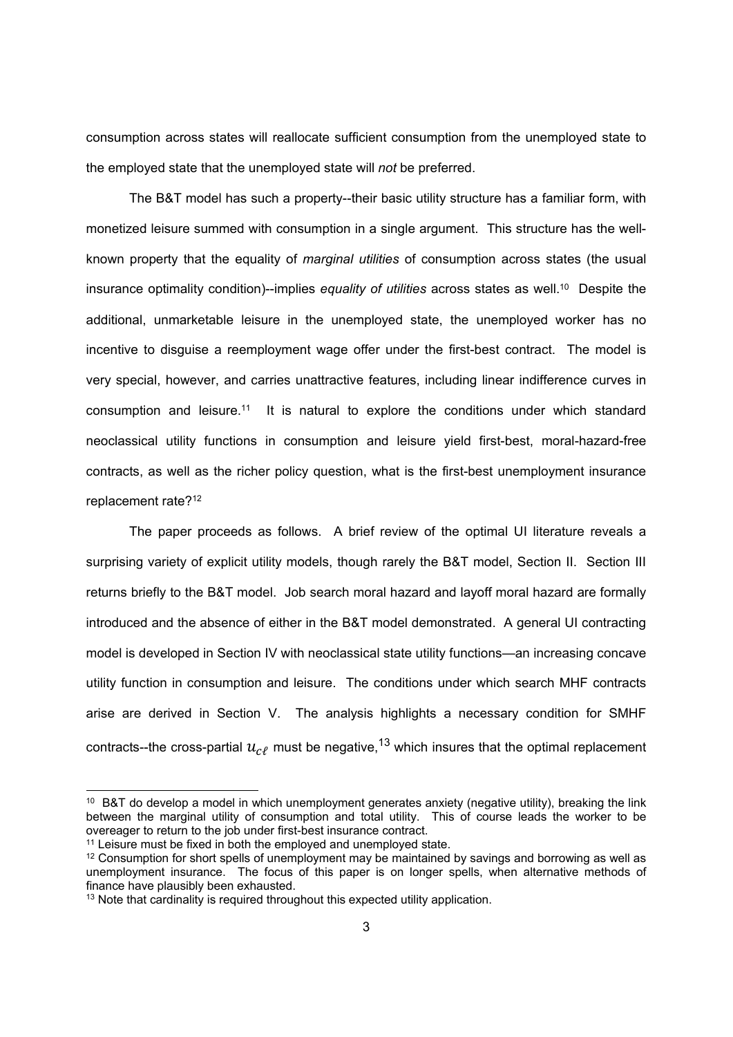consumption across states will reallocate sufficient consumption from the unemployed state to the employed state that the unemployed state will *not* be preferred.

The B&T model has such a property--their basic utility structure has a familiar form, with monetized leisure summed with consumption in a single argument. This structure has the well-known property that the equality of *marginal utilities* of consumption across states (the usual insurance optimality condition)--implies *equality of utilities* across states as well.[10] Despite the additional, unmarketable leisure in the unemployed state, the unemployed worker has no incentive to disguise a reemployment wage offer under the first-best contract. The model is very special, however, and carries unattractive features, including linear indifference curves in consumption and leisure.[11] It is natural to explore the conditions under which standard neoclassical utility functions in consumption and leisure yield first-best, moral-hazard-free contracts, as well as the richer policy question, what is the first-best unemployment insurance replacement rate?[12]

The paper proceeds as follows. A brief review of the optimal UI literature reveals a surprising variety of explicit utility models, though rarely the B&T model, Section II. Section III returns briefly to the B&T model. Job search moral hazard and layoff moral hazard are formally introduced and the absence of either in the B&T model demonstrated. A general UI contracting model is developed in Section IV with neoclassical state utility functions—an increasing concave utility function in consumption and leisure. The conditions under which search MHF contracts arise are derived in Section V. The analysis highlights a necessary condition for SMHF contracts--the cross-partial $u_{c\ell}$ must be negative,[13] which insures that the optimal replacement

---

[10] B&T do develop a model in which unemployment generates anxiety (negative utility), breaking the link between the marginal utility of consumption and total utility. This of course leads the worker to be overeager to return to the job under first-best insurance contract.

[11] Leisure must be fixed in both the employed and unemployed state.

[12] Consumption for short spells of unemployment may be maintained by savings and borrowing as well as unemployment insurance. The focus of this paper is on longer spells, when alternative methods of finance have plausibly been exhausted.

[13] Note that cardinality is required throughout this expected utility application.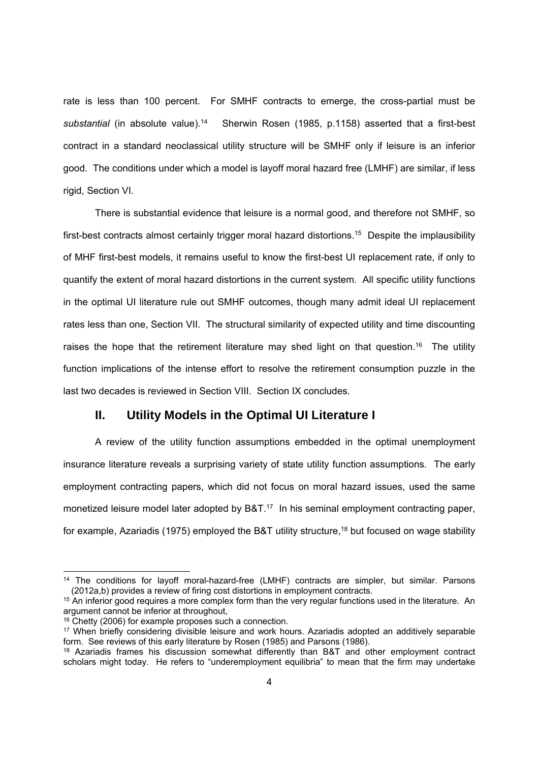rate is less than 100 percent. For SMHF contracts to emerge, the cross-partial must be *substantial* (in absolute value).[14] Sherwin Rosen (1985, p.1158) asserted that a first-best contract in a standard neoclassical utility structure will be SMHF only if leisure is an inferior good. The conditions under which a model is layoff moral hazard free (LMHF) are similar, if less rigid, Section VI.

There is substantial evidence that leisure is a normal good, and therefore not SMHF, so first-best contracts almost certainly trigger moral hazard distortions.[15] Despite the implausibility of MHF first-best models, it remains useful to know the first-best UI replacement rate, if only to quantify the extent of moral hazard distortions in the current system. All specific utility functions in the optimal UI literature rule out SMHF outcomes, though many admit ideal UI replacement rates less than one, Section VII. The structural similarity of expected utility and time discounting raises the hope that the retirement literature may shed light on that question.[16] The utility function implications of the intense effort to resolve the retirement consumption puzzle in the last two decades is reviewed in Section VIII. Section IX concludes.

## II. Utility Models in the Optimal UI Literature I

A review of the utility function assumptions embedded in the optimal unemployment insurance literature reveals a surprising variety of state utility function assumptions. The early employment contracting papers, which did not focus on moral hazard issues, used the same monetized leisure model later adopted by B&T.[17] In his seminal employment contracting paper, for example, Azariadis (1975) employed the B&T utility structure,[18] but focused on wage stability

---

[14] The conditions for layoff moral-hazard-free (LMHF) contracts are simpler, but similar. Parsons (2012a,b) provides a review of firing cost distortions in employment contracts.

[15] An inferior good requires a more complex form than the very regular functions used in the literature. An argument cannot be inferior at throughout,

[16] Chetty (2006) for example proposes such a connection.

[17] When briefly considering divisible leisure and work hours. Azariadis adopted an additively separable form. See reviews of this early literature by Rosen (1985) and Parsons (1986).

[18] Azariadis frames his discussion somewhat differently than B&T and other employment contract scholars might today. He refers to "underemployment equilibria" to mean that the firm may undertake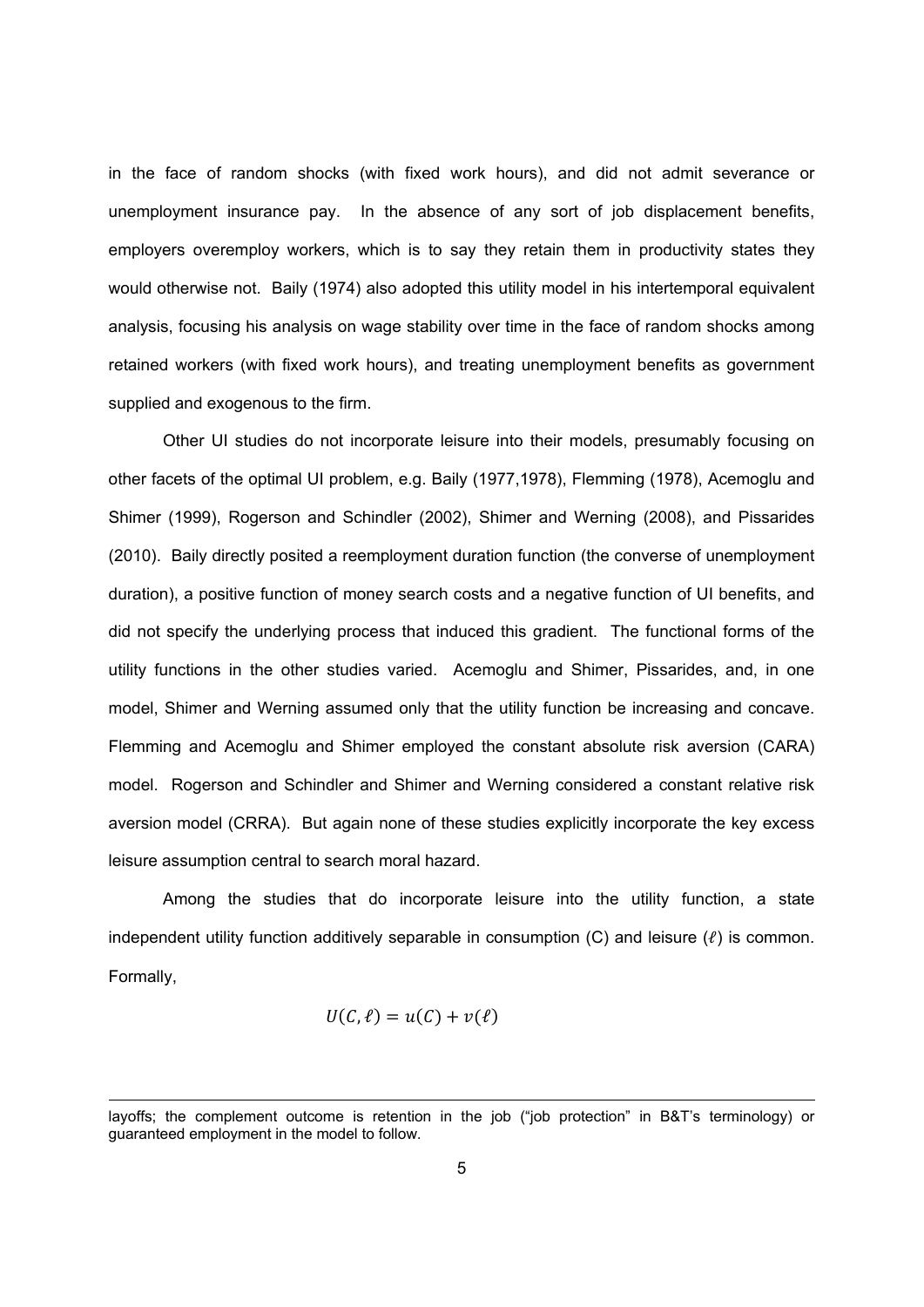in the face of random shocks (with fixed work hours), and did not admit severance or unemployment insurance pay. In the absence of any sort of job displacement benefits, employers overemploy workers, which is to say they retain them in productivity states they would otherwise not. Baily (1974) also adopted this utility model in his intertemporal equivalent analysis, focusing his analysis on wage stability over time in the face of random shocks among retained workers (with fixed work hours), and treating unemployment benefits as government supplied and exogenous to the firm.

Other UI studies do not incorporate leisure into their models, presumably focusing on other facets of the optimal UI problem, e.g. Baily (1977,1978), Flemming (1978), Acemoglu and Shimer (1999), Rogerson and Schindler (2002), Shimer and Werning (2008), and Pissarides (2010). Baily directly posited a reemployment duration function (the converse of unemployment duration), a positive function of money search costs and a negative function of UI benefits, and did not specify the underlying process that induced this gradient. The functional forms of the utility functions in the other studies varied. Acemoglu and Shimer, Pissarides, and, in one model, Shimer and Werning assumed only that the utility function be increasing and concave. Flemming and Acemoglu and Shimer employed the constant absolute risk aversion (CARA) model. Rogerson and Schindler and Shimer and Werning considered a constant relative risk aversion model (CRRA). But again none of these studies explicitly incorporate the key excess leisure assumption central to search moral hazard.

Among the studies that do incorporate leisure into the utility function, a state independent utility function additively separable in consumption (C) and leisure ($\ell$) is common. Formally,

$$U(C, \ell) = u(C) + v(\ell)$$

---

layoffs; the complement outcome is retention in the job ("job protection" in B&T's terminology) or guaranteed employment in the model to follow.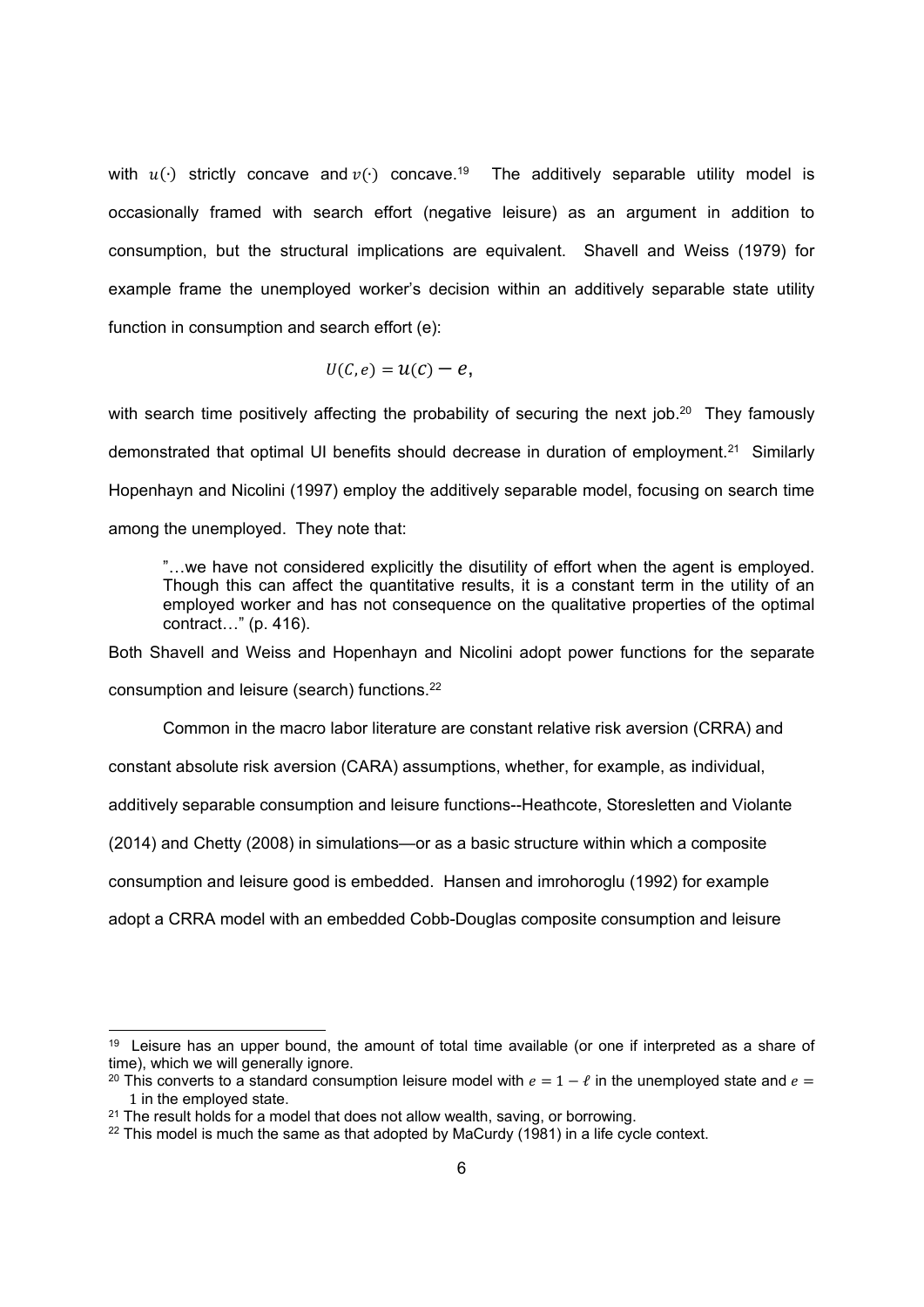with $u(\cdot)$ strictly concave and $v(\cdot)$ concave.[19] The additively separable utility model is occasionally framed with search effort (negative leisure) as an argument in addition to consumption, but the structural implications are equivalent. Shavell and Weiss (1979) for example frame the unemployed worker's decision within an additively separable state utility function in consumption and search effort (e):

$$U(C, e) = u(C) - e,$$

with search time positively affecting the probability of securing the next job.[20] They famously demonstrated that optimal UI benefits should decrease in duration of employment.[21] Similarly Hopenhayn and Nicolini (1997) employ the additively separable model, focusing on search time among the unemployed. They note that:

> "…we have not considered explicitly the disutility of effort when the agent is employed. Though this can affect the quantitative results, it is a constant term in the utility of an employed worker and has not consequence on the qualitative properties of the optimal contract…" (p. 416).

Both Shavell and Weiss and Hopenhayn and Nicolini adopt power functions for the separate consumption and leisure (search) functions.[22]

Common in the macro labor literature are constant relative risk aversion (CRRA) and constant absolute risk aversion (CARA) assumptions, whether, for example, as individual, additively separable consumption and leisure functions--Heathcote, Storesletten and Violante (2014) and Chetty (2008) in simulations—or as a basic structure within which a composite consumption and leisure good is embedded. Hansen and imrohoroglu (1992) for example adopt a CRRA model with an embedded Cobb-Douglas composite consumption and leisure

---

[19] Leisure has an upper bound, the amount of total time available (or one if interpreted as a share of time), which we will generally ignore.

[20] This converts to a standard consumption leisure model with $e = 1 - \ell$ in the unemployed state and $e = 1$ in the employed state.

[21] The result holds for a model that does not allow wealth, saving, or borrowing.

[22] This model is much the same as that adopted by MaCurdy (1981) in a life cycle context.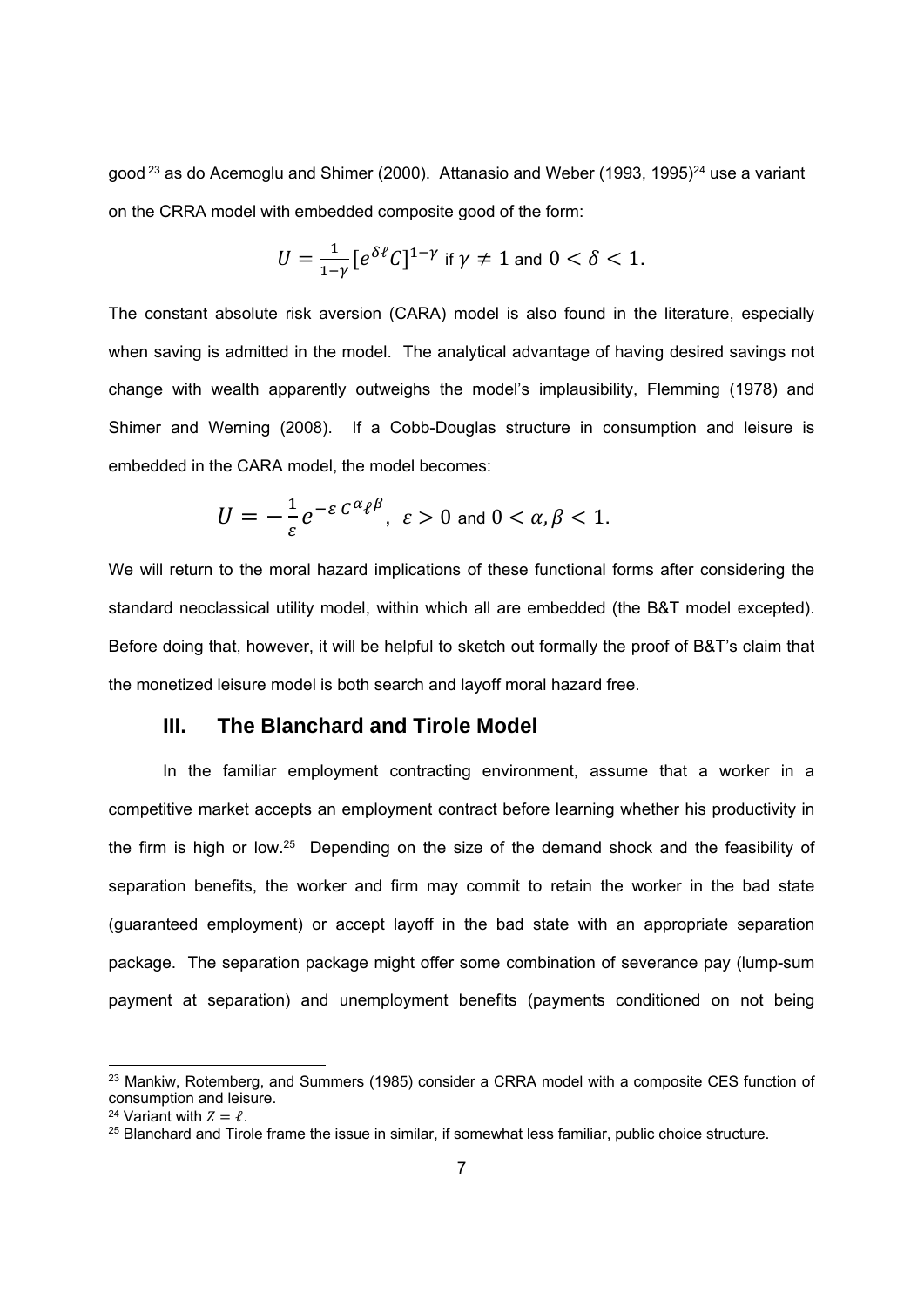good [23] as do Acemoglu and Shimer (2000). Attanasio and Weber (1993, 1995)[24] use a variant on the CRRA model with embedded composite good of the form:

$$U = \frac{1}{1-\gamma}\left[e^{\delta \ell} C\right]^{1-\gamma} \text{ if } \gamma \neq 1 \text{ and } 0 < \delta < 1.$$

The constant absolute risk aversion (CARA) model is also found in the literature, especially when saving is admitted in the model. The analytical advantage of having desired savings not change with wealth apparently outweighs the model's implausibility, Flemming (1978) and Shimer and Werning (2008). If a Cobb-Douglas structure in consumption and leisure is embedded in the CARA model, the model becomes:

$$U = -\frac{1}{\varepsilon} e^{-\varepsilon\, C^{\alpha} \ell^{\beta}}, \ \varepsilon > 0 \text{ and } 0 < \alpha, \beta < 1.$$

We will return to the moral hazard implications of these functional forms after considering the standard neoclassical utility model, within which all are embedded (the B&T model excepted). Before doing that, however, it will be helpful to sketch out formally the proof of B&T's claim that the monetized leisure model is both search and layoff moral hazard free.

## III. The Blanchard and Tirole Model

In the familiar employment contracting environment, assume that a worker in a competitive market accepts an employment contract before learning whether his productivity in the firm is high or low.[25] Depending on the size of the demand shock and the feasibility of separation benefits, the worker and firm may commit to retain the worker in the bad state (guaranteed employment) or accept layoff in the bad state with an appropriate separation package. The separation package might offer some combination of severance pay (lump-sum payment at separation) and unemployment benefits (payments conditioned on not being

[23] Mankiw, Rotemberg, and Summers (1985) consider a CRRA model with a composite CES function of consumption and leisure.

[24] Variant with $Z = \ell$.

[25] Blanchard and Tirole frame the issue in similar, if somewhat less familiar, public choice structure.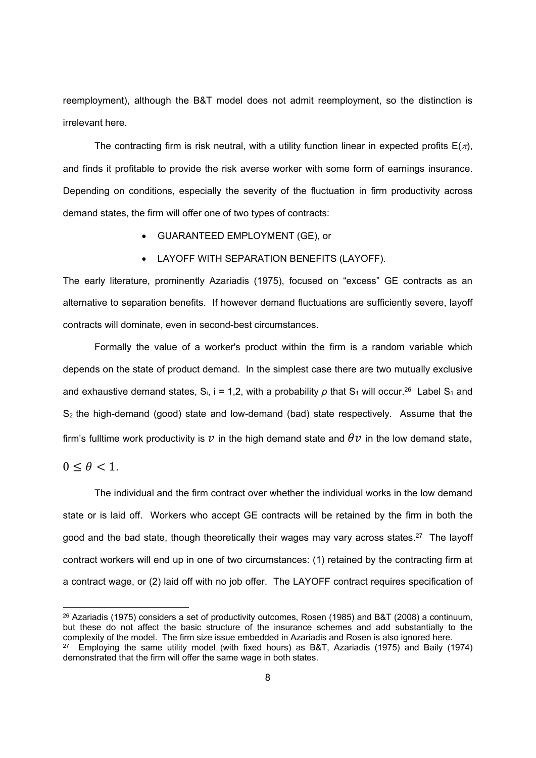reemployment), although the B&T model does not admit reemployment, so the distinction is irrelevant here.

The contracting firm is risk neutral, with a utility function linear in expected profits $E(\pi)$, and finds it profitable to provide the risk averse worker with some form of earnings insurance. Depending on conditions, especially the severity of the fluctuation in firm productivity across demand states, the firm will offer one of two types of contracts:

- GUARANTEED EMPLOYMENT (GE), or
- LAYOFF WITH SEPARATION BENEFITS (LAYOFF).

The early literature, prominently Azariadis (1975), focused on "excess" GE contracts as an alternative to separation benefits. If however demand fluctuations are sufficiently severe, layoff contracts will dominate, even in second-best circumstances.

Formally the value of a worker's product within the firm is a random variable which depends on the state of product demand. In the simplest case there are two mutually exclusive and exhaustive demand states, $S_i$, i = 1,2, with a probability $\rho$ that $S_1$ will occur.[26] Label $S_1$ and $S_2$ the high-demand (good) state and low-demand (bad) state respectively. Assume that the firm's fulltime work productivity is $v$ in the high demand state and $\theta v$ in the low demand state, $0 \leq \theta < 1$.

The individual and the firm contract over whether the individual works in the low demand state or is laid off. Workers who accept GE contracts will be retained by the firm in both the good and the bad state, though theoretically their wages may vary across states.[27] The layoff contract workers will end up in one of two circumstances: (1) retained by the contracting firm at a contract wage, or (2) laid off with no job offer. The LAYOFF contract requires specification of

---

[26] Azariadis (1975) considers a set of productivity outcomes, Rosen (1985) and B&T (2008) a continuum, but these do not affect the basic structure of the insurance schemes and add substantially to the complexity of the model. The firm size issue embedded in Azariadis and Rosen is also ignored here.

[27] Employing the same utility model (with fixed hours) as B&T, Azariadis (1975) and Baily (1974) demonstrated that the firm will offer the same wage in both states.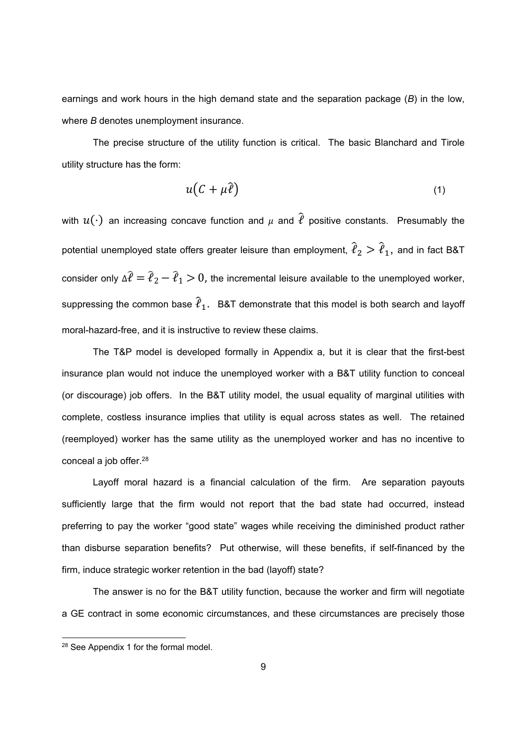earnings and work hours in the high demand state and the separation package (*B*) in the low, where *B* denotes unemployment insurance.

The precise structure of the utility function is critical. The basic Blanchard and Tirole utility structure has the form:

$$u\left(C + \mu\hat{\ell}\right) \tag{1}$$

with $u(\cdot)$ an increasing concave function and $\mu$ and $\hat{\ell}$ positive constants. Presumably the potential unemployed state offers greater leisure than employment, $\hat{\ell}_2 > \hat{\ell}_1$, and in fact B&T consider only $\Delta\hat{\ell} = \hat{\ell}_2 - \hat{\ell}_1 > 0$, the incremental leisure available to the unemployed worker, suppressing the common base $\hat{\ell}_1$. B&T demonstrate that this model is both search and layoff moral-hazard-free, and it is instructive to review these claims.

The T&P model is developed formally in Appendix a, but it is clear that the first-best insurance plan would not induce the unemployed worker with a B&T utility function to conceal (or discourage) job offers. In the B&T utility model, the usual equality of marginal utilities with complete, costless insurance implies that utility is equal across states as well. The retained (reemployed) worker has the same utility as the unemployed worker and has no incentive to conceal a job offer.[28]

Layoff moral hazard is a financial calculation of the firm. Are separation payouts sufficiently large that the firm would not report that the bad state had occurred, instead preferring to pay the worker "good state" wages while receiving the diminished product rather than disburse separation benefits? Put otherwise, will these benefits, if self-financed by the firm, induce strategic worker retention in the bad (layoff) state?

The answer is no for the B&T utility function, because the worker and firm will negotiate a GE contract in some economic circumstances, and these circumstances are precisely those

[28] See Appendix 1 for the formal model.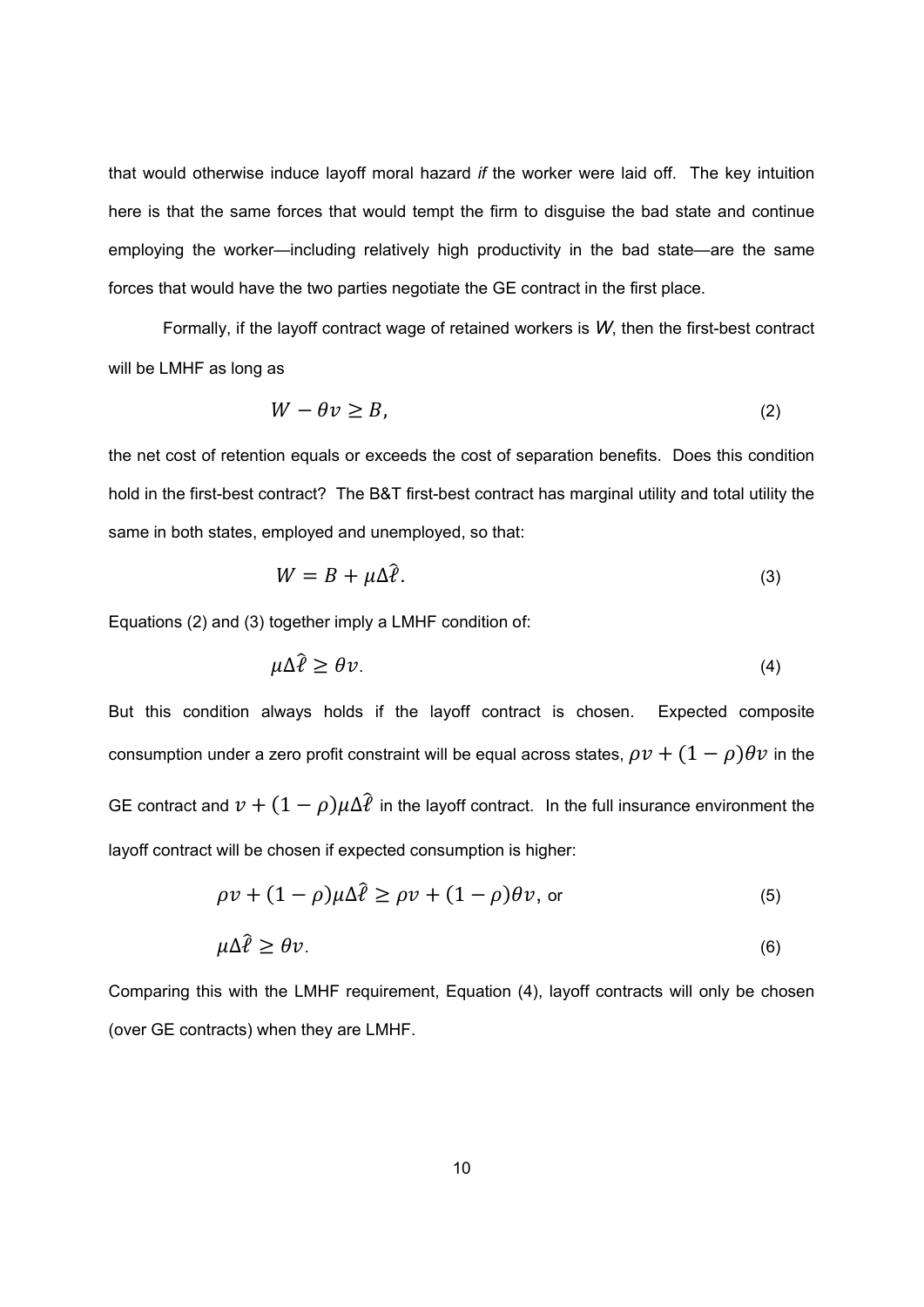that would otherwise induce layoff moral hazard *if* the worker were laid off. The key intuition here is that the same forces that would tempt the firm to disguise the bad state and continue employing the worker—including relatively high productivity in the bad state—are the same forces that would have the two parties negotiate the GE contract in the first place.

Formally, if the layoff contract wage of retained workers is $W$, then the first-best contract will be LMHF as long as

$$W - \theta v \geq B, \tag{2}$$

the net cost of retention equals or exceeds the cost of separation benefits. Does this condition hold in the first-best contract? The B&T first-best contract has marginal utility and total utility the same in both states, employed and unemployed, so that:

$$W = B + \mu \Delta \hat{\ell}. \tag{3}$$

Equations (2) and (3) together imply a LMHF condition of:

$$\mu \Delta \hat{\ell} \geq \theta v. \tag{4}$$

But this condition always holds if the layoff contract is chosen. Expected composite consumption under a zero profit constraint will be equal across states, $\rho v + (1-\rho)\theta v$ in the GE contract and $v + (1-\rho)\mu \Delta \hat{\ell}$ in the layoff contract. In the full insurance environment the layoff contract will be chosen if expected consumption is higher:

$$\rho v + (1-\rho)\mu \Delta \hat{\ell} \geq \rho v + (1-\rho)\theta v, \text{ or} \tag{5}$$

$$\mu \Delta \hat{\ell} \geq \theta v. \tag{6}$$

Comparing this with the LMHF requirement, Equation (4), layoff contracts will only be chosen (over GE contracts) when they are LMHF.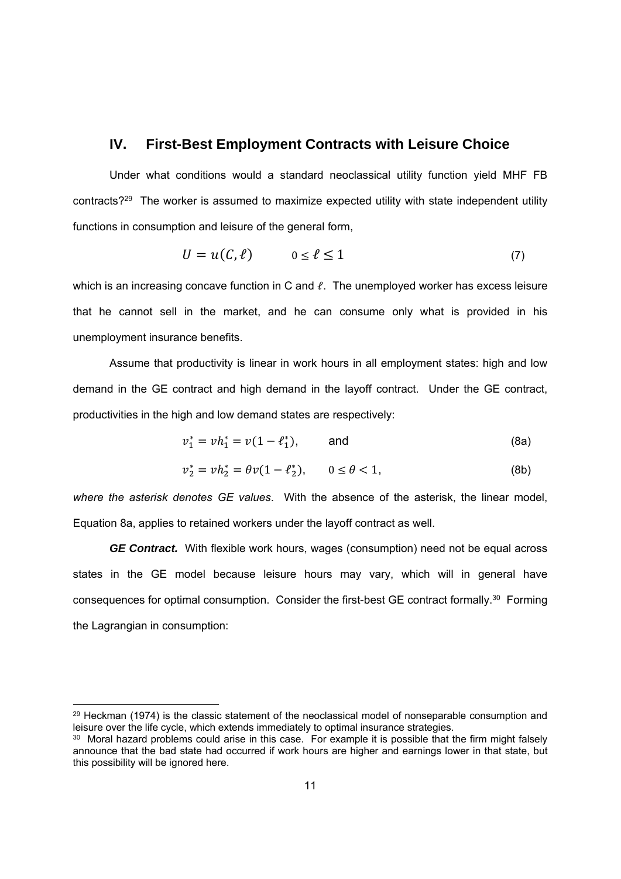## IV. First-Best Employment Contracts with Leisure Choice

Under what conditions would a standard neoclassical utility function yield MHF FB contracts?[29] The worker is assumed to maximize expected utility with state independent utility functions in consumption and leisure of the general form,

$$U = u(C, \ell) \qquad 0 \leq \ell \leq 1 \tag{7}$$

which is an increasing concave function in C and $\ell$. The unemployed worker has excess leisure that he cannot sell in the market, and he can consume only what is provided in his unemployment insurance benefits.

Assume that productivity is linear in work hours in all employment states: high and low demand in the GE contract and high demand in the layoff contract. Under the GE contract, productivities in the high and low demand states are respectively:

$$v_1^* = vh_1^* = v(1 - \ell_1^*), \qquad \text{and} \tag{8a}$$

$$v_2^* = vh_2^* = \theta v(1 - \ell_2^*), \qquad 0 \leq \theta < 1, \tag{8b}$$

*where the asterisk denotes GE values*. With the absence of the asterisk, the linear model, Equation 8a, applies to retained workers under the layoff contract as well.

***GE Contract.*** With flexible work hours, wages (consumption) need not be equal across states in the GE model because leisure hours may vary, which will in general have consequences for optimal consumption. Consider the first-best GE contract formally.[30] Forming the Lagrangian in consumption:

[29] Heckman (1974) is the classic statement of the neoclassical model of nonseparable consumption and leisure over the life cycle, which extends immediately to optimal insurance strategies.

[30] Moral hazard problems could arise in this case. For example it is possible that the firm might falsely announce that the bad state had occurred if work hours are higher and earnings lower in that state, but this possibility will be ignored here.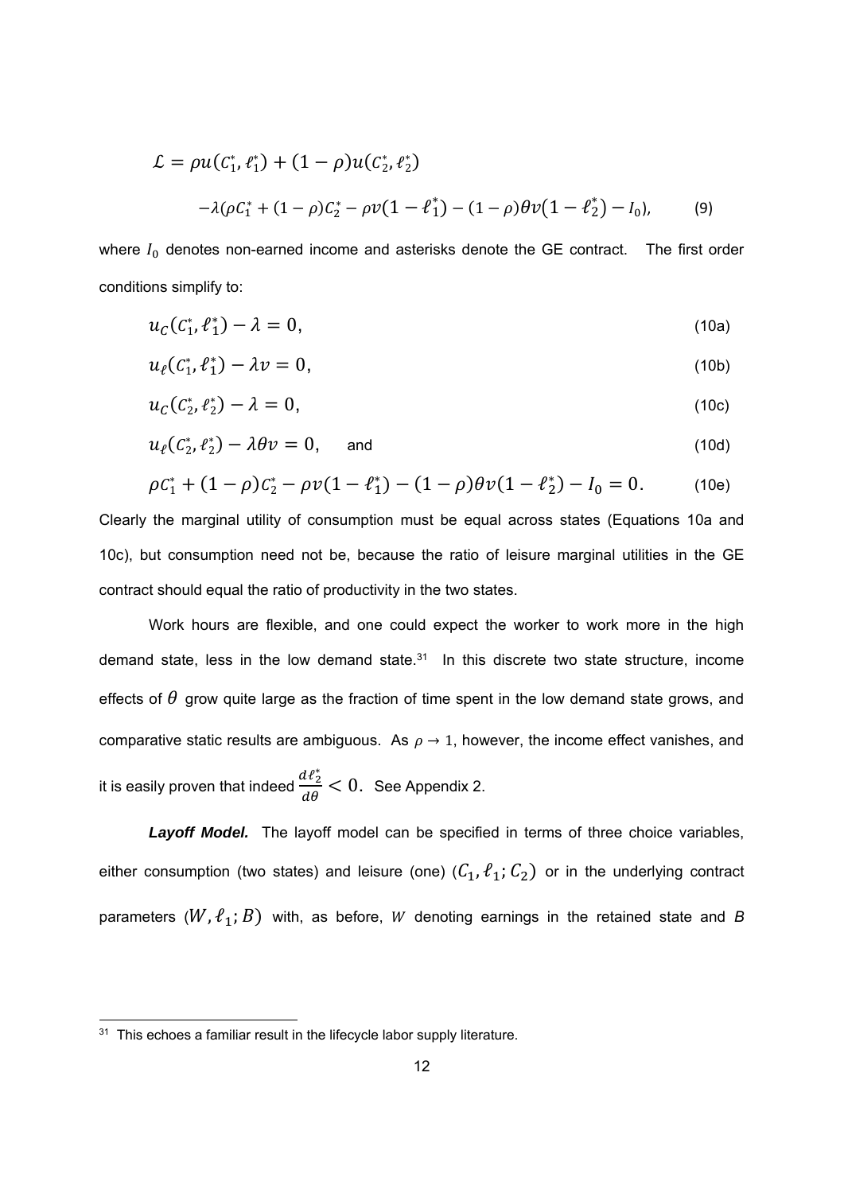$$\mathcal{L} = \rho u(C_1^*, \ell_1^*) + (1-\rho)u(C_2^*, \ell_2^*)$$

$$-\lambda(\rho C_1^* + (1-\rho)C_2^* - \rho v(1-\ell_1^*) - (1-\rho)\theta v(1-\ell_2^*) - I_0), \qquad (9)$$

where $I_0$ denotes non-earned income and asterisks denote the GE contract. The first order conditions simplify to:

$$u_C(C_1^*, \ell_1^*) - \lambda = 0, \qquad (10a)$$

$$u_\ell(C_1^*, \ell_1^*) - \lambda v = 0, \qquad (10b)$$

$$u_C(C_2^*, \ell_2^*) - \lambda = 0, \qquad (10c)$$

$$u_\ell(C_2^*, \ell_2^*) - \lambda\theta v = 0, \quad \text{and} \qquad (10d)$$

$$\rho C_1^* + (1-\rho)C_2^* - \rho v(1-\ell_1^*) - (1-\rho)\theta v(1-\ell_2^*) - I_0 = 0. \qquad (10e)$$

Clearly the marginal utility of consumption must be equal across states (Equations 10a and 10c), but consumption need not be, because the ratio of leisure marginal utilities in the GE contract should equal the ratio of productivity in the two states.

Work hours are flexible, and one could expect the worker to work more in the high demand state, less in the low demand state.[31] In this discrete two state structure, income effects of $\theta$ grow quite large as the fraction of time spent in the low demand state grows, and comparative static results are ambiguous. As $\rho \to 1$, however, the income effect vanishes, and it is easily proven that indeed $\frac{d\ell_2^*}{d\theta} < 0$. See Appendix 2.

***Layoff Model.*** The layoff model can be specified in terms of three choice variables, either consumption (two states) and leisure (one) $(C_1, \ell_1; C_2)$ or in the underlying contract parameters $(W, \ell_1; B)$ with, as before, $W$ denoting earnings in the retained state and $B$

[31] This echoes a familiar result in the lifecycle labor supply literature.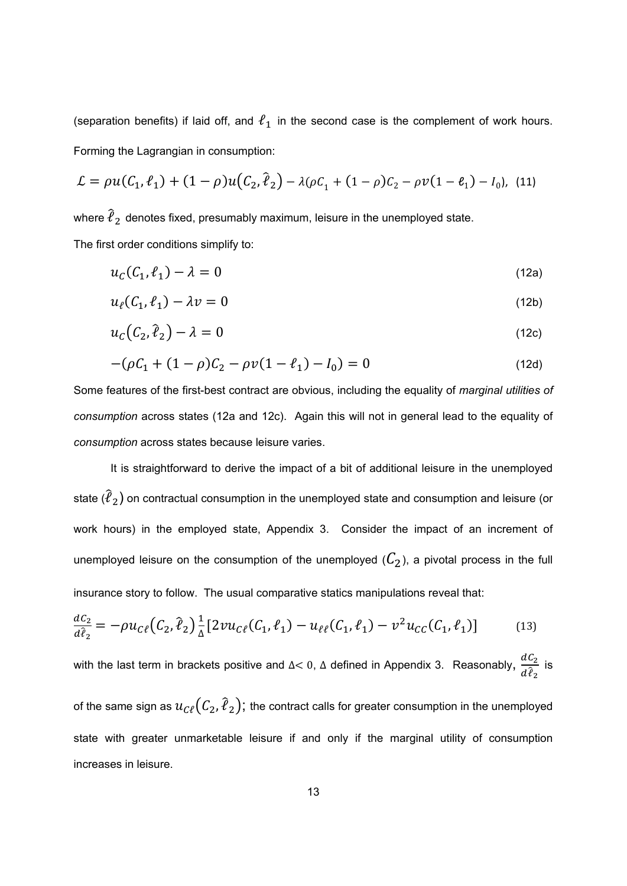(separation benefits) if laid off, and $\ell_1$ in the second case is the complement of work hours. Forming the Lagrangian in consumption:

$$\mathcal{L} = \rho u(C_1, \ell_1) + (1-\rho)u(C_2, \hat{\ell}_2) - \lambda(\rho C_1 + (1-\rho)C_2 - \rho v(1-\ell_1) - I_0), \quad (11)$$

where $\hat{\ell}_2$ denotes fixed, presumably maximum, leisure in the unemployed state.

The first order conditions simplify to:

$$u_C(C_1, \ell_1) - \lambda = 0 \quad \text{(12a)}$$

$$u_\ell(C_1, \ell_1) - \lambda v = 0 \quad \text{(12b)}$$

$$u_C(C_2, \hat{\ell}_2) - \lambda = 0 \quad \text{(12c)}$$

$$-(\rho C_1 + (1-\rho)C_2 - \rho v(1-\ell_1) - I_0) = 0 \quad \text{(12d)}$$

Some features of the first-best contract are obvious, including the equality of *marginal utilities of consumption* across states (12a and 12c). Again this will not in general lead to the equality of *consumption* across states because leisure varies.

It is straightforward to derive the impact of a bit of additional leisure in the unemployed state ($\hat{\ell}_2$) on contractual consumption in the unemployed state and consumption and leisure (or work hours) in the employed state, Appendix 3. Consider the impact of an increment of unemployed leisure on the consumption of the unemployed ($C_2$), a pivotal process in the full insurance story to follow. The usual comparative statics manipulations reveal that:

$$\frac{dC_2}{d\hat{\ell}_2} = -\rho u_{C\ell}(C_2, \hat{\ell}_2)\frac{1}{\Delta}[2v u_{C\ell}(C_1, \ell_1) - u_{\ell\ell}(C_1, \ell_1) - v^2 u_{CC}(C_1, \ell_1)] \quad (13)$$

with the last term in brackets positive and $\Delta < 0$, $\Delta$ defined in Appendix 3. Reasonably, $\frac{dC_2}{d\hat{\ell}_2}$ is of the same sign as $u_{C\ell}(C_2, \hat{\ell}_2)$; the contract calls for greater consumption in the unemployed state with greater unmarketable leisure if and only if the marginal utility of consumption increases in leisure.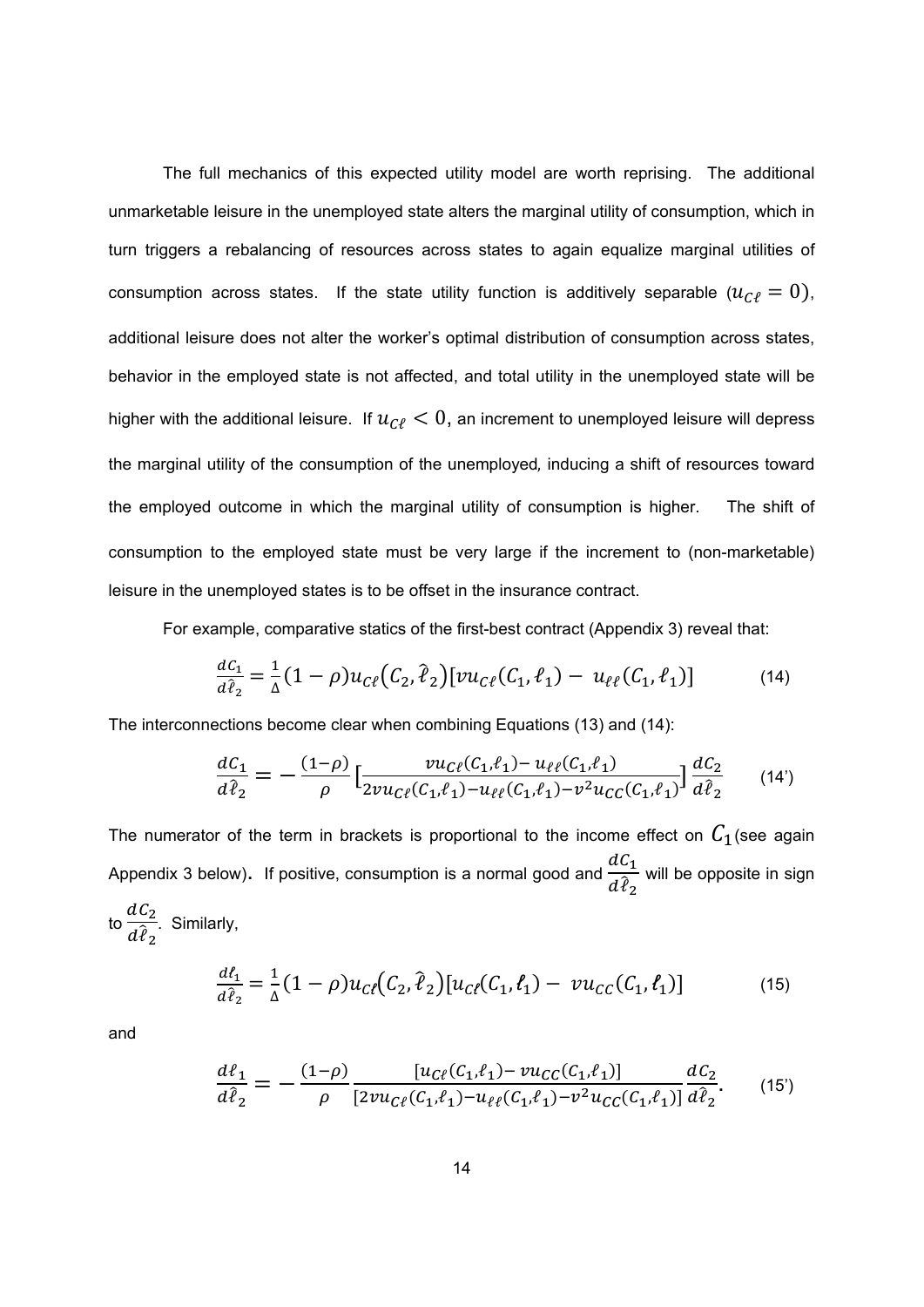The full mechanics of this expected utility model are worth reprising. The additional unmarketable leisure in the unemployed state alters the marginal utility of consumption, which in turn triggers a rebalancing of resources across states to again equalize marginal utilities of consumption across states. If the state utility function is additively separable ($u_{C\ell} = 0$), additional leisure does not alter the worker's optimal distribution of consumption across states, behavior in the employed state is not affected, and total utility in the unemployed state will be higher with the additional leisure. If $u_{C\ell} < 0$, an increment to unemployed leisure will depress the marginal utility of the consumption of the unemployed, inducing a shift of resources toward the employed outcome in which the marginal utility of consumption is higher. The shift of consumption to the employed state must be very large if the increment to (non-marketable) leisure in the unemployed states is to be offset in the insurance contract.

For example, comparative statics of the first-best contract (Appendix 3) reveal that:

$$\frac{dC_1}{d\hat{\ell}_2} = \frac{1}{\Delta}(1-\rho)u_{C\ell}(C_2, \hat{\ell}_2)[vu_{C\ell}(C_1, \ell_1) - u_{\ell\ell}(C_1, \ell_1)] \tag{14}$$

The interconnections become clear when combining Equations (13) and (14):

$$\frac{dC_1}{d\hat{\ell}_2} = -\frac{(1-\rho)}{\rho}\left[\frac{vu_{C\ell}(C_1,\ell_1) - u_{\ell\ell}(C_1,\ell_1)}{2vu_{C\ell}(C_1,\ell_1) - u_{\ell\ell}(C_1,\ell_1) - v^2u_{CC}(C_1,\ell_1)}\right]\frac{dC_2}{d\hat{\ell}_2} \tag{14'}$$

The numerator of the term in brackets is proportional to the income effect on $C_1$ (see again Appendix 3 below). If positive, consumption is a normal good and $\frac{dC_1}{d\hat{\ell}_2}$ will be opposite in sign to $\frac{dC_2}{d\hat{\ell}_2}$. Similarly,

$$\frac{d\ell_1}{d\hat{\ell}_2} = \frac{1}{\Delta}(1-\rho)u_{C\ell}(C_2, \hat{\ell}_2)[u_{C\ell}(C_1, \ell_1) - vu_{CC}(C_1, \ell_1)] \tag{15}$$

and

$$\frac{d\ell_1}{d\hat{\ell}_2} = -\frac{(1-\rho)}{\rho}\frac{[u_{C\ell}(C_1,\ell_1) - vu_{CC}(C_1,\ell_1)]}{[2vu_{C\ell}(C_1,\ell_1) - u_{\ell\ell}(C_1,\ell_1) - v^2u_{CC}(C_1,\ell_1)]}\frac{dC_2}{d\hat{\ell}_2}. \tag{15'}$$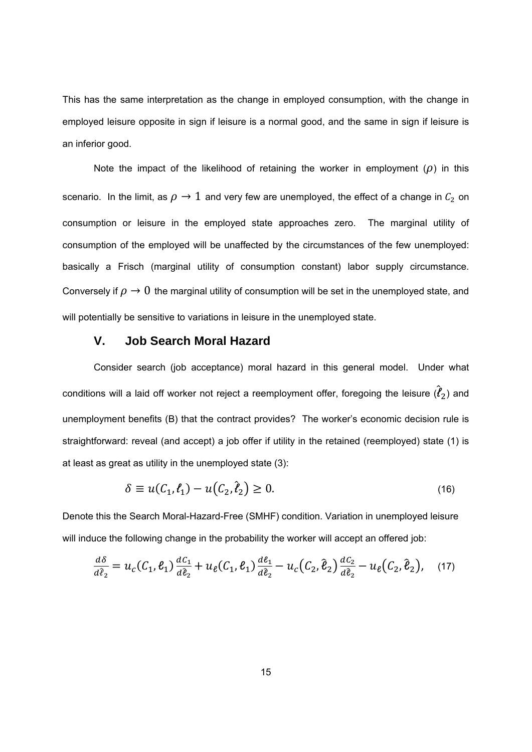This has the same interpretation as the change in employed consumption, with the change in employed leisure opposite in sign if leisure is a normal good, and the same in sign if leisure is an inferior good.

Note the impact of the likelihood of retaining the worker in employment ($\rho$) in this scenario. In the limit, as $\rho \to 1$ and very few are unemployed, the effect of a change in $C_2$ on consumption or leisure in the employed state approaches zero. The marginal utility of consumption of the employed will be unaffected by the circumstances of the few unemployed: basically a Frisch (marginal utility of consumption constant) labor supply circumstance. Conversely if $\rho \to 0$ the marginal utility of consumption will be set in the unemployed state, and will potentially be sensitive to variations in leisure in the unemployed state.

## V. Job Search Moral Hazard

Consider search (job acceptance) moral hazard in this general model. Under what conditions will a laid off worker not reject a reemployment offer, foregoing the leisure ($\hat{\ell}_2$) and unemployment benefits (B) that the contract provides? The worker's economic decision rule is straightforward: reveal (and accept) a job offer if utility in the retained (reemployed) state (1) is at least as great as utility in the unemployed state (3):

$$\delta \equiv u(C_1, \ell_1) - u(C_2, \hat{\ell}_2) \geq 0. \tag{16}$$

Denote this the Search Moral-Hazard-Free (SMHF) condition. Variation in unemployed leisure will induce the following change in the probability the worker will accept an offered job:

$$\frac{d\delta}{d\hat{\ell}_2} = u_c(C_1, \ell_1)\frac{dC_1}{d\hat{\ell}_2} + u_\ell(C_1, \ell_1)\frac{d\ell_1}{d\hat{\ell}_2} - u_c(C_2, \hat{\ell}_2)\frac{dC_2}{d\hat{\ell}_2} - u_\ell(C_2, \hat{\ell}_2), \tag{17}$$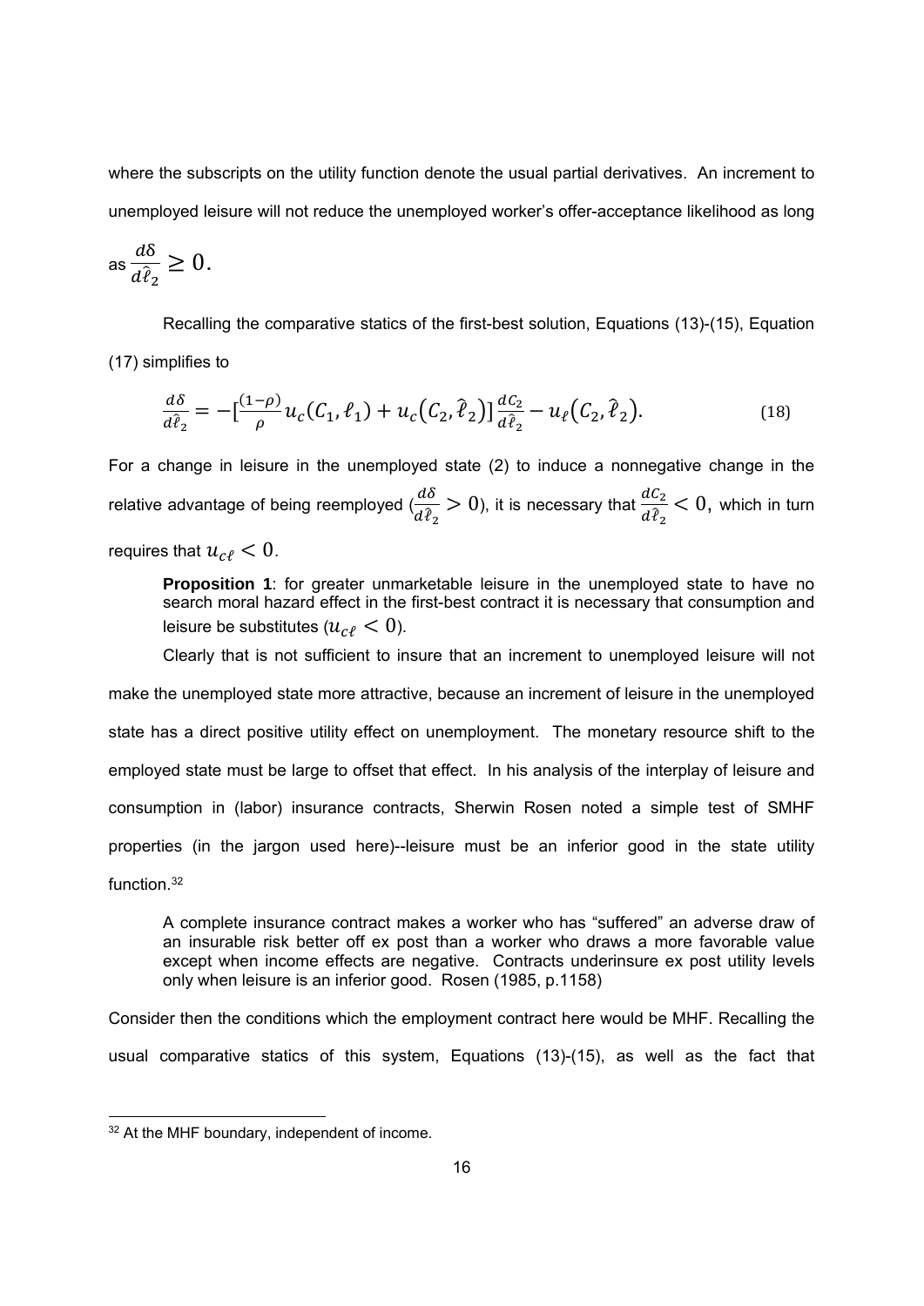where the subscripts on the utility function denote the usual partial derivatives. An increment to unemployed leisure will not reduce the unemployed worker's offer-acceptance likelihood as long as $\frac{d\delta}{d\hat{\ell}_2} \geq 0.$

Recalling the comparative statics of the first-best solution, Equations (13)-(15), Equation (17) simplifies to

$$\frac{d\delta}{d\hat{\ell}_2} = -\left[\frac{(1-\rho)}{\rho} u_c(C_1, \ell_1) + u_c(C_2, \hat{\ell}_2)\right] \frac{dC_2}{d\hat{\ell}_2} - u_\ell(C_2, \hat{\ell}_2). \tag{18}$$

For a change in leisure in the unemployed state (2) to induce a nonnegative change in the relative advantage of being reemployed ($\frac{d\delta}{d\hat{\ell}_2} > 0$), it is necessary that $\frac{dC_2}{d\hat{\ell}_2} < 0,$ which in turn requires that $u_{c\ell} < 0$.

> **Proposition 1**: for greater unmarketable leisure in the unemployed state to have no search moral hazard effect in the first-best contract it is necessary that consumption and leisure be substitutes ($u_{c\ell} < 0$).

Clearly that is not sufficient to insure that an increment to unemployed leisure will not make the unemployed state more attractive, because an increment of leisure in the unemployed state has a direct positive utility effect on unemployment. The monetary resource shift to the employed state must be large to offset that effect. In his analysis of the interplay of leisure and consumption in (labor) insurance contracts, Sherwin Rosen noted a simple test of SMHF properties (in the jargon used here)--leisure must be an inferior good in the state utility function.[32]

> A complete insurance contract makes a worker who has "suffered" an adverse draw of an insurable risk better off ex post than a worker who draws a more favorable value except when income effects are negative. Contracts underinsure ex post utility levels only when leisure is an inferior good. Rosen (1985, p.1158)

Consider then the conditions which the employment contract here would be MHF. Recalling the usual comparative statics of this system, Equations (13)-(15), as well as the fact that

[32] At the MHF boundary, independent of income.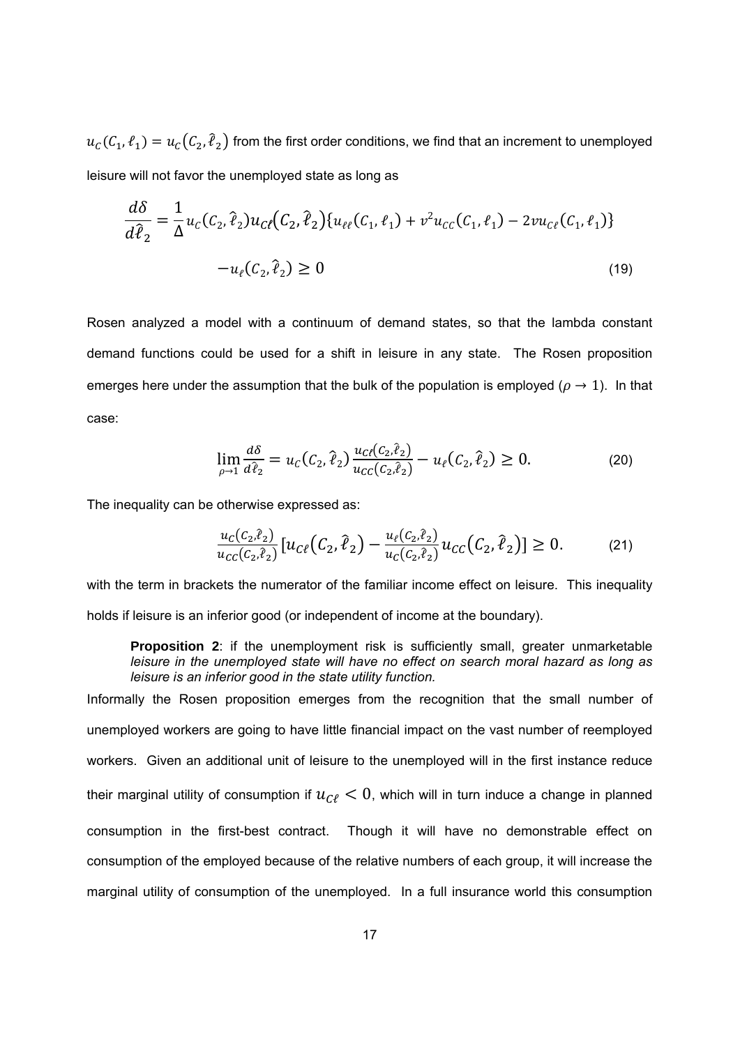$u_C(C_1, \ell_1) = u_C(C_2, \hat{\ell}_2)$ from the first order conditions, we find that an increment to unemployed leisure will not favor the unemployed state as long as

$$\frac{d\delta}{d\hat{\ell}_2} = \frac{1}{\Delta} u_C(C_2, \hat{\ell}_2) u_{C\ell}(C_2, \hat{\ell}_2) \{u_{\ell\ell}(C_1, \ell_1) + v^2 u_{CC}(C_1, \ell_1) - 2v u_{C\ell}(C_1, \ell_1)\}$$

$$-u_\ell(C_2, \hat{\ell}_2) \geq 0 \tag{19}$$

Rosen analyzed a model with a continuum of demand states, so that the lambda constant demand functions could be used for a shift in leisure in any state. The Rosen proposition emerges here under the assumption that the bulk of the population is employed ($\rho \to 1$). In that case:

$$\lim_{\rho \to 1} \frac{d\delta}{d\hat{\ell}_2} = u_C(C_2, \hat{\ell}_2) \frac{u_{C\ell}(C_2, \hat{\ell}_2)}{u_{CC}(C_2, \hat{\ell}_2)} - u_\ell(C_2, \hat{\ell}_2) \geq 0. \tag{20}$$

The inequality can be otherwise expressed as:

$$\frac{u_C(C_2, \hat{\ell}_2)}{u_{CC}(C_2, \hat{\ell}_2)} \left[u_{C\ell}(C_2, \hat{\ell}_2) - \frac{u_\ell(C_2, \hat{\ell}_2)}{u_C(C_2, \hat{\ell}_2)} u_{CC}(C_2, \hat{\ell}_2)\right] \geq 0. \tag{21}$$

with the term in brackets the numerator of the familiar income effect on leisure. This inequality holds if leisure is an inferior good (or independent of income at the boundary).

> **Proposition 2**: if the unemployment risk is sufficiently small, greater unmarketable *leisure in the unemployed state will have no effect on search moral hazard as long as leisure is an inferior good in the state utility function.*

Informally the Rosen proposition emerges from the recognition that the small number of unemployed workers are going to have little financial impact on the vast number of reemployed workers. Given an additional unit of leisure to the unemployed will in the first instance reduce their marginal utility of consumption if $u_{C\ell} < 0$, which will in turn induce a change in planned consumption in the first-best contract. Though it will have no demonstrable effect on consumption of the employed because of the relative numbers of each group, it will increase the marginal utility of consumption of the unemployed. In a full insurance world this consumption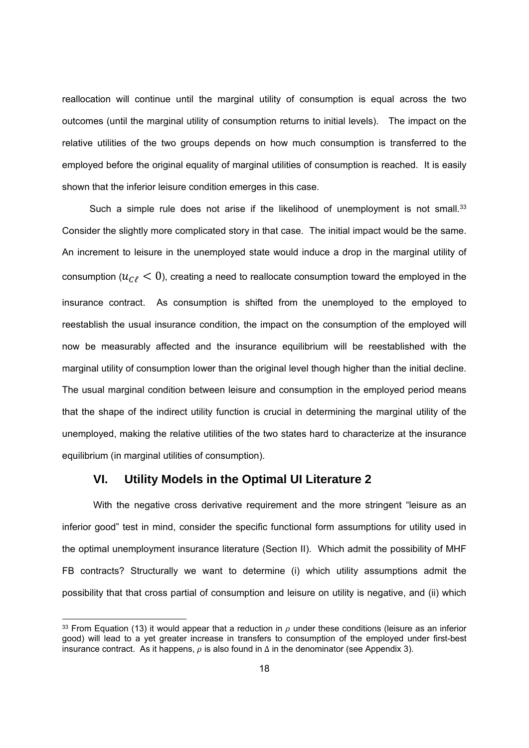reallocation will continue until the marginal utility of consumption is equal across the two outcomes (until the marginal utility of consumption returns to initial levels). The impact on the relative utilities of the two groups depends on how much consumption is transferred to the employed before the original equality of marginal utilities of consumption is reached. It is easily shown that the inferior leisure condition emerges in this case.

Such a simple rule does not arise if the likelihood of unemployment is not small.[33] Consider the slightly more complicated story in that case. The initial impact would be the same. An increment to leisure in the unemployed state would induce a drop in the marginal utility of consumption ($u_{C\ell} < 0$), creating a need to reallocate consumption toward the employed in the insurance contract. As consumption is shifted from the unemployed to the employed to reestablish the usual insurance condition, the impact on the consumption of the employed will now be measurably affected and the insurance equilibrium will be reestablished with the marginal utility of consumption lower than the original level though higher than the initial decline. The usual marginal condition between leisure and consumption in the employed period means that the shape of the indirect utility function is crucial in determining the marginal utility of the unemployed, making the relative utilities of the two states hard to characterize at the insurance equilibrium (in marginal utilities of consumption).

## VI. Utility Models in the Optimal UI Literature 2

With the negative cross derivative requirement and the more stringent "leisure as an inferior good" test in mind, consider the specific functional form assumptions for utility used in the optimal unemployment insurance literature (Section II). Which admit the possibility of MHF FB contracts? Structurally we want to determine (i) which utility assumptions admit the possibility that that cross partial of consumption and leisure on utility is negative, and (ii) which

[33] From Equation (13) it would appear that a reduction in $\rho$ under these conditions (leisure as an inferior good) will lead to a yet greater increase in transfers to consumption of the employed under first-best insurance contract. As it happens, $\rho$ is also found in $\Delta$ in the denominator (see Appendix 3).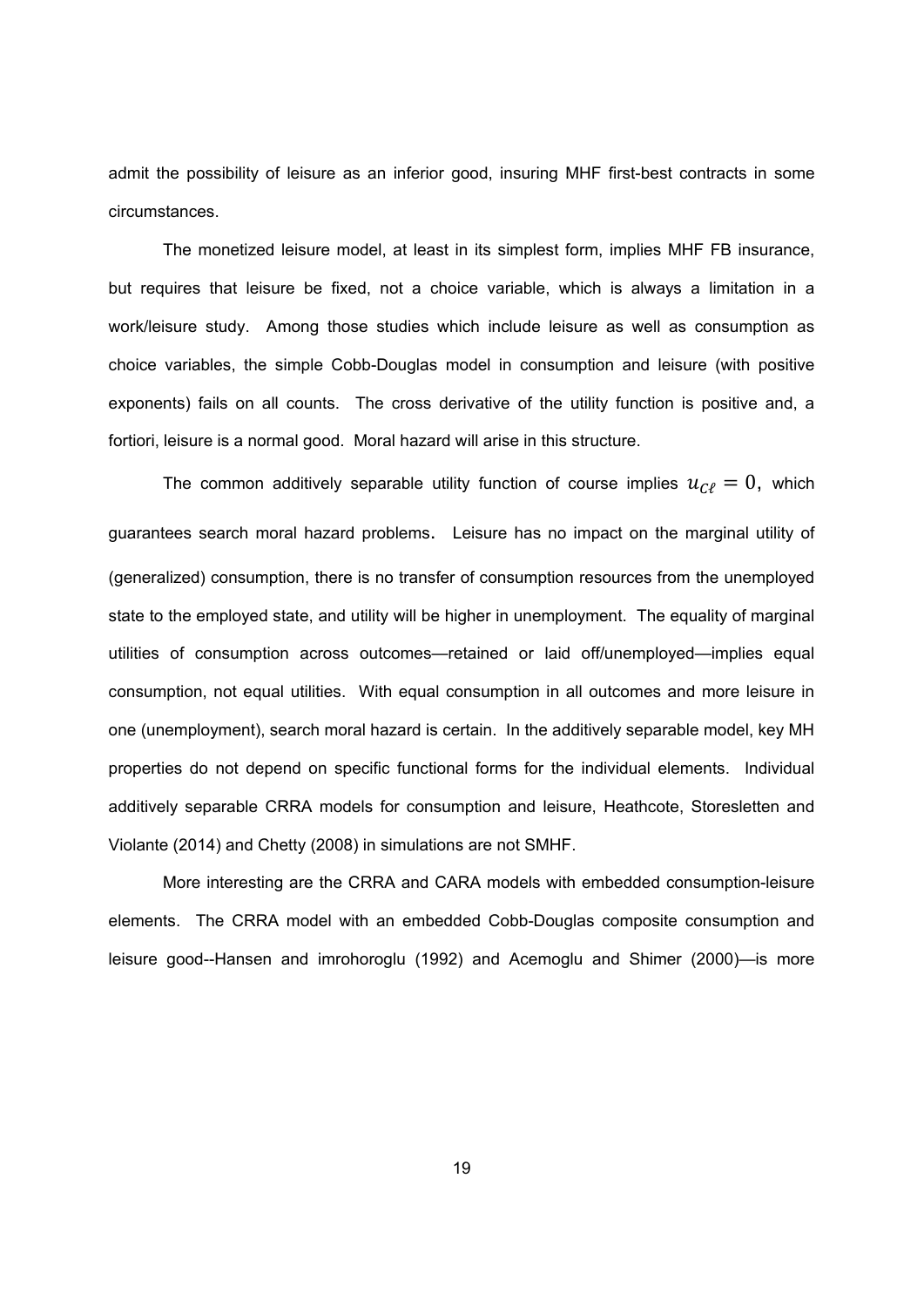admit the possibility of leisure as an inferior good, insuring MHF first-best contracts in some circumstances.

The monetized leisure model, at least in its simplest form, implies MHF FB insurance, but requires that leisure be fixed, not a choice variable, which is always a limitation in a work/leisure study. Among those studies which include leisure as well as consumption as choice variables, the simple Cobb-Douglas model in consumption and leisure (with positive exponents) fails on all counts. The cross derivative of the utility function is positive and, a fortiori, leisure is a normal good. Moral hazard will arise in this structure.

The common additively separable utility function of course implies $u_{C\ell} = 0$, which guarantees search moral hazard problems. Leisure has no impact on the marginal utility of (generalized) consumption, there is no transfer of consumption resources from the unemployed state to the employed state, and utility will be higher in unemployment. The equality of marginal utilities of consumption across outcomes—retained or laid off/unemployed—implies equal consumption, not equal utilities. With equal consumption in all outcomes and more leisure in one (unemployment), search moral hazard is certain. In the additively separable model, key MH properties do not depend on specific functional forms for the individual elements. Individual additively separable CRRA models for consumption and leisure, Heathcote, Storesletten and Violante (2014) and Chetty (2008) in simulations are not SMHF.

More interesting are the CRRA and CARA models with embedded consumption-leisure elements. The CRRA model with an embedded Cobb-Douglas composite consumption and leisure good--Hansen and imrohoroglu (1992) and Acemoglu and Shimer (2000)—is more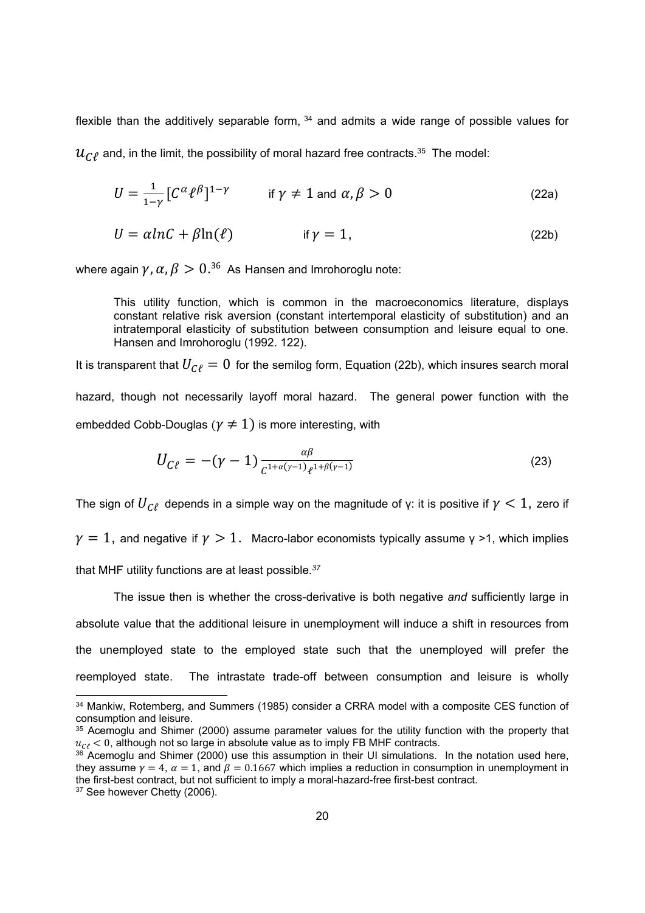flexible than the additively separable form, [34] and admits a wide range of possible values for $u_{C\ell}$ and, in the limit, the possibility of moral hazard free contracts.[35] The model:

$$U = \frac{1}{1-\gamma}\left[C^{\alpha}\ell^{\beta}\right]^{1-\gamma} \qquad \text{if } \gamma \neq 1 \text{ and } \alpha, \beta > 0 \tag{22a}$$

$$U = \alpha lnC + \beta \ln(\ell) \qquad \text{if } \gamma = 1, \tag{22b}$$

where again $\gamma, \alpha, \beta > 0$.[36] As Hansen and Imrohoroglu note:

> This utility function, which is common in the macroeconomics literature, displays constant relative risk aversion (constant intertemporal elasticity of substitution) and an intratemporal elasticity of substitution between consumption and leisure equal to one. Hansen and Imrohoroglu (1992. 122).

It is transparent that $U_{C\ell} = 0$ for the semilog form, Equation (22b), which insures search moral hazard, though not necessarily layoff moral hazard. The general power function with the embedded Cobb-Douglas ($\gamma \neq 1$) is more interesting, with

$$U_{C\ell} = -(\gamma - 1)\frac{\alpha\beta}{C^{1+\alpha(\gamma-1)}\ell^{1+\beta(\gamma-1)}} \tag{23}$$

The sign of $U_{C\ell}$ depends in a simple way on the magnitude of γ: it is positive if $\gamma < 1$, zero if $\gamma = 1$, and negative if $\gamma > 1$. Macro-labor economists typically assume $\gamma > 1$, which implies that MHF utility functions are at least possible.[37]

The issue then is whether the cross-derivative is both negative *and* sufficiently large in absolute value that the additional leisure in unemployment will induce a shift in resources from the unemployed state to the employed state such that the unemployed will prefer the reemployed state. The intrastate trade-off between consumption and leisure is wholly

---

[34] Mankiw, Rotemberg, and Summers (1985) consider a CRRA model with a composite CES function of consumption and leisure.

[35] Acemoglu and Shimer (2000) assume parameter values for the utility function with the property that $u_{C\ell} < 0$, although not so large in absolute value as to imply FB MHF contracts.

[36] Acemoglu and Shimer (2000) use this assumption in their UI simulations. In the notation used here, they assume $\gamma = 4$, $\alpha = 1$, and $\beta = 0.1667$ which implies a reduction in consumption in unemployment in the first-best contract, but not sufficient to imply a moral-hazard-free first-best contract.

[37] See however Chetty (2006).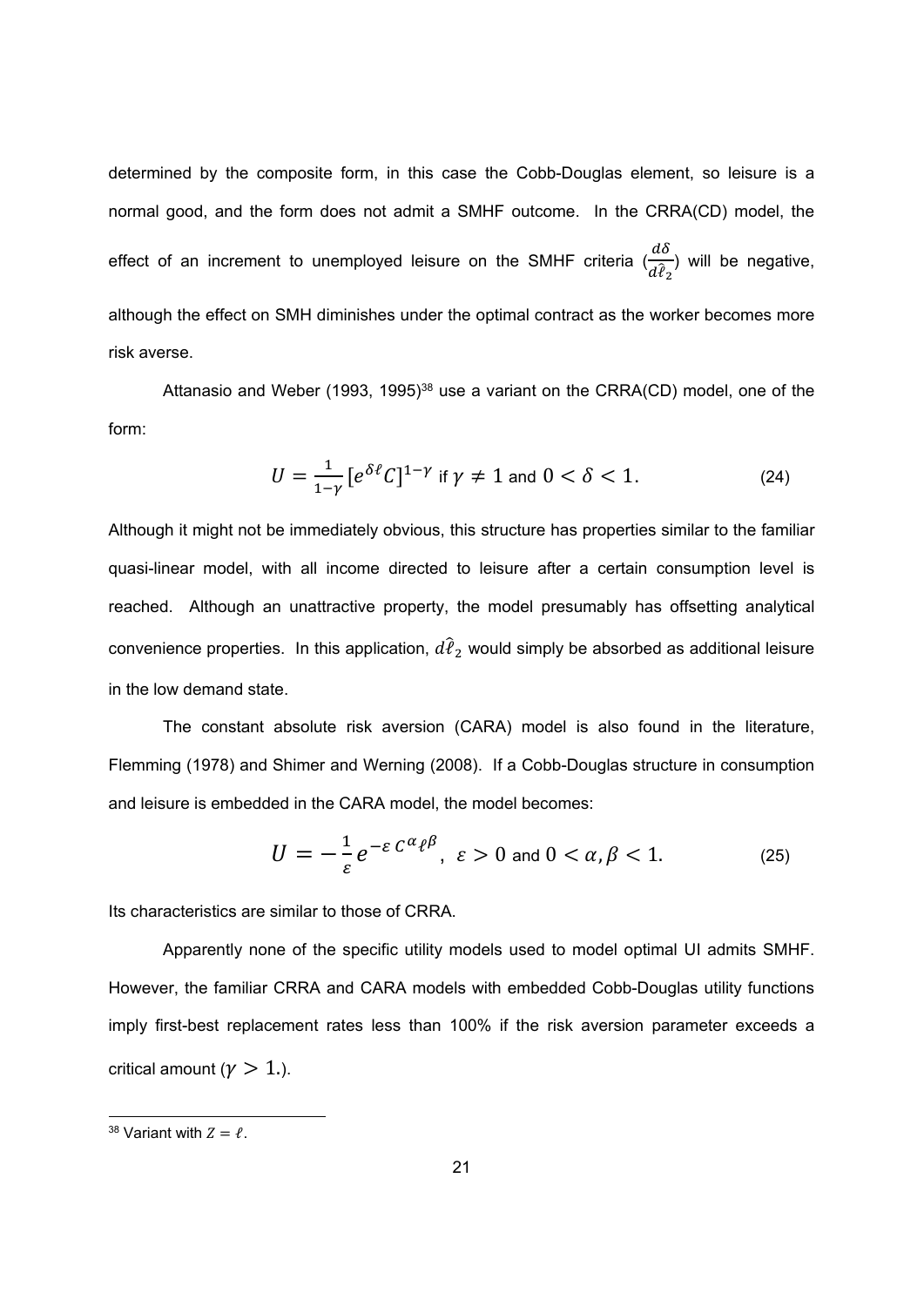determined by the composite form, in this case the Cobb-Douglas element, so leisure is a normal good, and the form does not admit a SMHF outcome. In the CRRA(CD) model, the effect of an increment to unemployed leisure on the SMHF criteria ($\frac{d\delta}{d\hat{\ell}_2}$) will be negative, although the effect on SMH diminishes under the optimal contract as the worker becomes more risk averse.

Attanasio and Weber (1993, 1995)[38] use a variant on the CRRA(CD) model, one of the form:

$$U = \frac{1}{1-\gamma}\left[e^{\delta\ell}C\right]^{1-\gamma} \text{ if } \gamma \neq 1 \text{ and } 0 < \delta < 1. \tag{24}$$

Although it might not be immediately obvious, this structure has properties similar to the familiar quasi-linear model, with all income directed to leisure after a certain consumption level is reached. Although an unattractive property, the model presumably has offsetting analytical convenience properties. In this application, $d\hat{\ell}_2$ would simply be absorbed as additional leisure in the low demand state.

The constant absolute risk aversion (CARA) model is also found in the literature, Flemming (1978) and Shimer and Werning (2008). If a Cobb-Douglas structure in consumption and leisure is embedded in the CARA model, the model becomes:

$$U = -\frac{1}{\varepsilon}e^{-\varepsilon\, C^{\alpha}\ell^{\beta}},\ \varepsilon > 0 \text{ and } 0 < \alpha, \beta < 1. \tag{25}$$

Its characteristics are similar to those of CRRA.

Apparently none of the specific utility models used to model optimal UI admits SMHF. However, the familiar CRRA and CARA models with embedded Cobb-Douglas utility functions imply first-best replacement rates less than 100% if the risk aversion parameter exceeds a critical amount ($\gamma > 1.$).

[38] Variant with $Z = \ell$.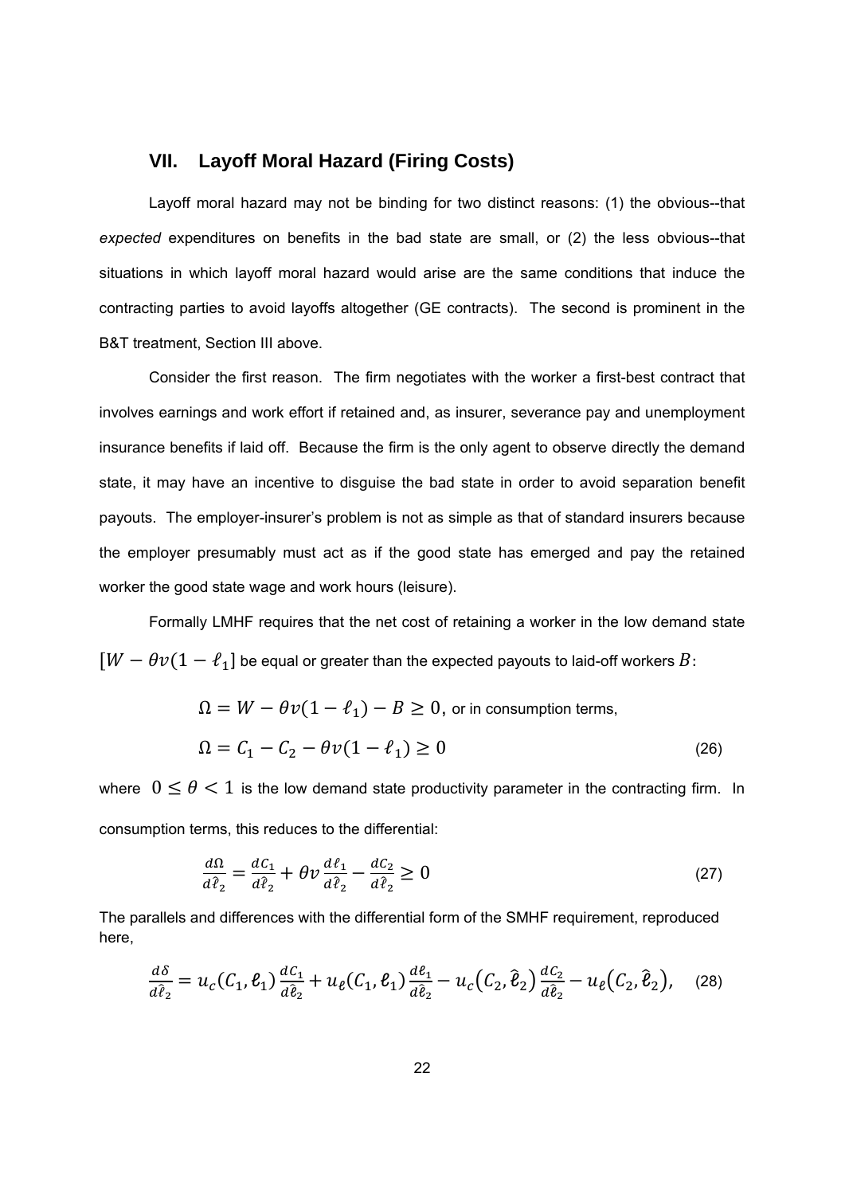## VII. Layoff Moral Hazard (Firing Costs)

Layoff moral hazard may not be binding for two distinct reasons: (1) the obvious--that *expected* expenditures on benefits in the bad state are small, or (2) the less obvious--that situations in which layoff moral hazard would arise are the same conditions that induce the contracting parties to avoid layoffs altogether (GE contracts). The second is prominent in the B&T treatment, Section III above.

Consider the first reason. The firm negotiates with the worker a first-best contract that involves earnings and work effort if retained and, as insurer, severance pay and unemployment insurance benefits if laid off. Because the firm is the only agent to observe directly the demand state, it may have an incentive to disguise the bad state in order to avoid separation benefit payouts. The employer-insurer's problem is not as simple as that of standard insurers because the employer presumably must act as if the good state has emerged and pay the retained worker the good state wage and work hours (leisure).

Formally LMHF requires that the net cost of retaining a worker in the low demand state $[W - \theta v(1 - \ell_1)]$ be equal or greater than the expected payouts to laid-off workers $B$:

$$\Omega = W - \theta v(1 - \ell_1) - B \geq 0, \text{ or in consumption terms,}$$

$$\Omega = C_1 - C_2 - \theta v(1 - \ell_1) \geq 0 \tag{26}$$

where $0 \leq \theta < 1$ is the low demand state productivity parameter in the contracting firm. In consumption terms, this reduces to the differential:

$$\frac{d\Omega}{d\hat{\ell}_2} = \frac{dC_1}{d\hat{\ell}_2} + \theta v \frac{d\ell_1}{d\hat{\ell}_2} - \frac{dC_2}{d\hat{\ell}_2} \geq 0 \tag{27}$$

The parallels and differences with the differential form of the SMHF requirement, reproduced here,

$$\frac{d\delta}{d\hat{\ell}_2} = u_c(C_1, \ell_1)\frac{dC_1}{d\hat{\ell}_2} + u_\ell(C_1, \ell_1)\frac{d\ell_1}{d\hat{\ell}_2} - u_c(C_2, \hat{\ell}_2)\frac{dC_2}{d\hat{\ell}_2} - u_\ell(C_2, \hat{\ell}_2), \tag{28}$$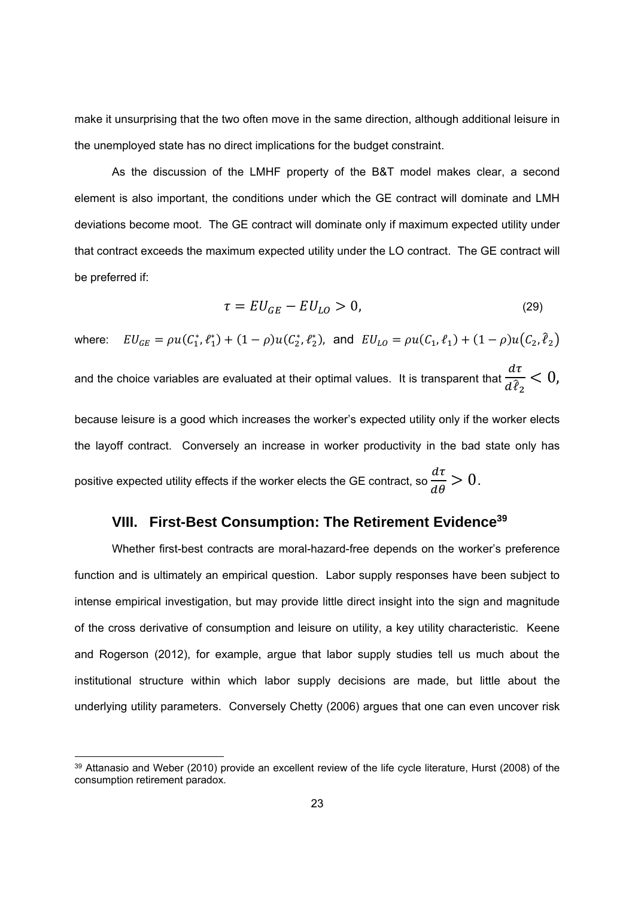make it unsurprising that the two often move in the same direction, although additional leisure in the unemployed state has no direct implications for the budget constraint.

As the discussion of the LMHF property of the B&T model makes clear, a second element is also important, the conditions under which the GE contract will dominate and LMH deviations become moot. The GE contract will dominate only if maximum expected utility under that contract exceeds the maximum expected utility under the LO contract. The GE contract will be preferred if:

$$\tau = EU_{GE} - EU_{LO} > 0, \tag{29}$$

where: $EU_{GE} = \rho u(C_1^*, \ell_1^*) + (1-\rho)u(C_2^*, \ell_2^*)$, and $EU_{LO} = \rho u(C_1, \ell_1) + (1-\rho)u(C_2, \hat{\ell}_2)$

and the choice variables are evaluated at their optimal values. It is transparent that $\frac{d\tau}{d\hat{\ell}_2} < 0$, because leisure is a good which increases the worker's expected utility only if the worker elects the layoff contract. Conversely an increase in worker productivity in the bad state only has positive expected utility effects if the worker elects the GE contract, so $\frac{d\tau}{d\theta} > 0$.

## VIII. First-Best Consumption: The Retirement Evidence[39]

Whether first-best contracts are moral-hazard-free depends on the worker's preference function and is ultimately an empirical question. Labor supply responses have been subject to intense empirical investigation, but may provide little direct insight into the sign and magnitude of the cross derivative of consumption and leisure on utility, a key utility characteristic. Keene and Rogerson (2012), for example, argue that labor supply studies tell us much about the institutional structure within which labor supply decisions are made, but little about the underlying utility parameters. Conversely Chetty (2006) argues that one can even uncover risk

[39] Attanasio and Weber (2010) provide an excellent review of the life cycle literature, Hurst (2008) of the consumption retirement paradox.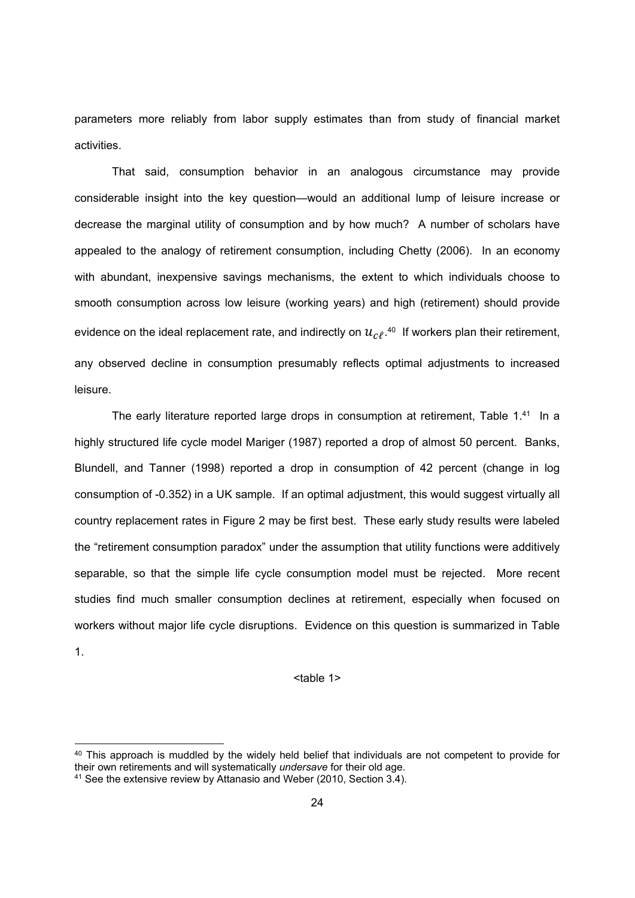parameters more reliably from labor supply estimates than from study of financial market activities.

That said, consumption behavior in an analogous circumstance may provide considerable insight into the key question—would an additional lump of leisure increase or decrease the marginal utility of consumption and by how much? A number of scholars have appealed to the analogy of retirement consumption, including Chetty (2006). In an economy with abundant, inexpensive savings mechanisms, the extent to which individuals choose to smooth consumption across low leisure (working years) and high (retirement) should provide evidence on the ideal replacement rate, and indirectly on $u_{c\ell}$.[40] If workers plan their retirement, any observed decline in consumption presumably reflects optimal adjustments to increased leisure.

The early literature reported large drops in consumption at retirement, Table 1.[41] In a highly structured life cycle model Mariger (1987) reported a drop of almost 50 percent. Banks, Blundell, and Tanner (1998) reported a drop in consumption of 42 percent (change in log consumption of -0.352) in a UK sample. If an optimal adjustment, this would suggest virtually all country replacement rates in Figure 2 may be first best. These early study results were labeled the "retirement consumption paradox" under the assumption that utility functions were additively separable, so that the simple life cycle consumption model must be rejected. More recent studies find much smaller consumption declines at retirement, especially when focused on workers without major life cycle disruptions. Evidence on this question is summarized in Table 1.

<table 1>

[40] This approach is muddled by the widely held belief that individuals are not competent to provide for their own retirements and will systematically *undersave* for their old age.

[41] See the extensive review by Attanasio and Weber (2010, Section 3.4).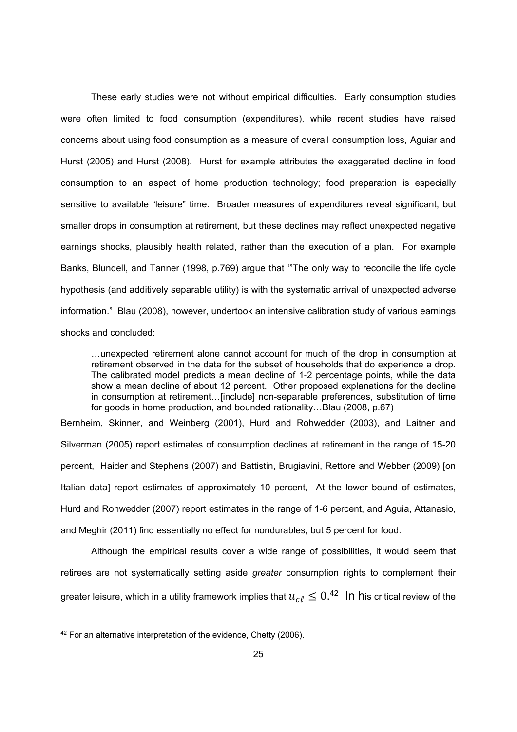These early studies were not without empirical difficulties. Early consumption studies were often limited to food consumption (expenditures), while recent studies have raised concerns about using food consumption as a measure of overall consumption loss, Aguiar and Hurst (2005) and Hurst (2008). Hurst for example attributes the exaggerated decline in food consumption to an aspect of home production technology; food preparation is especially sensitive to available "leisure" time. Broader measures of expenditures reveal significant, but smaller drops in consumption at retirement, but these declines may reflect unexpected negative earnings shocks, plausibly health related, rather than the execution of a plan. For example Banks, Blundell, and Tanner (1998, p.769) argue that '"The only way to reconcile the life cycle hypothesis (and additively separable utility) is with the systematic arrival of unexpected adverse information." Blau (2008), however, undertook an intensive calibration study of various earnings shocks and concluded:

> …unexpected retirement alone cannot account for much of the drop in consumption at retirement observed in the data for the subset of households that do experience a drop. The calibrated model predicts a mean decline of 1-2 percentage points, while the data show a mean decline of about 12 percent. Other proposed explanations for the decline in consumption at retirement…[include] non-separable preferences, substitution of time for goods in home production, and bounded rationality…Blau (2008, p.67)

Bernheim, Skinner, and Weinberg (2001), Hurd and Rohwedder (2003), and Laitner and Silverman (2005) report estimates of consumption declines at retirement in the range of 15-20 percent, Haider and Stephens (2007) and Battistin, Brugiavini, Rettore and Webber (2009) [on Italian data] report estimates of approximately 10 percent, At the lower bound of estimates, Hurd and Rohwedder (2007) report estimates in the range of 1-6 percent, and Aguia, Attanasio, and Meghir (2011) find essentially no effect for nondurables, but 5 percent for food.

Although the empirical results cover a wide range of possibilities, it would seem that retirees are not systematically setting aside *greater* consumption rights to complement their greater leisure, which in a utility framework implies that $u_{c\ell} \leq 0$.[42] In his critical review of the

[42] For an alternative interpretation of the evidence, Chetty (2006).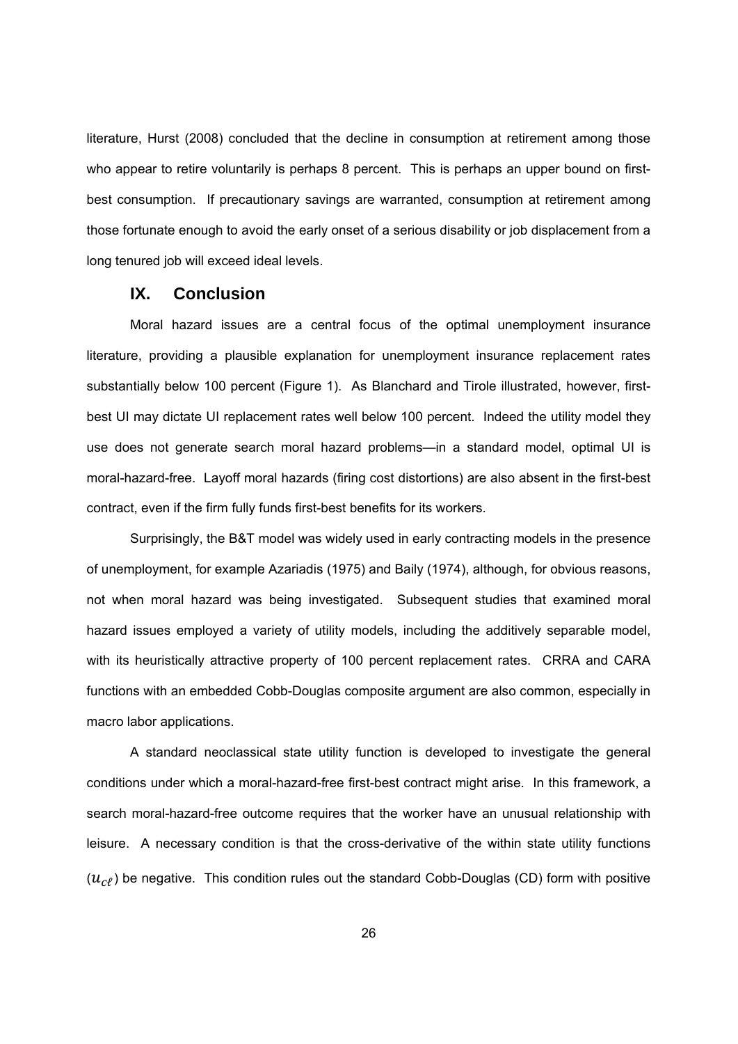literature, Hurst (2008) concluded that the decline in consumption at retirement among those who appear to retire voluntarily is perhaps 8 percent. This is perhaps an upper bound on first-best consumption. If precautionary savings are warranted, consumption at retirement among those fortunate enough to avoid the early onset of a serious disability or job displacement from a long tenured job will exceed ideal levels.

## IX. Conclusion

Moral hazard issues are a central focus of the optimal unemployment insurance literature, providing a plausible explanation for unemployment insurance replacement rates substantially below 100 percent (Figure 1). As Blanchard and Tirole illustrated, however, first-best UI may dictate UI replacement rates well below 100 percent. Indeed the utility model they use does not generate search moral hazard problems—in a standard model, optimal UI is moral-hazard-free. Layoff moral hazards (firing cost distortions) are also absent in the first-best contract, even if the firm fully funds first-best benefits for its workers.

Surprisingly, the B&T model was widely used in early contracting models in the presence of unemployment, for example Azariadis (1975) and Baily (1974), although, for obvious reasons, not when moral hazard was being investigated. Subsequent studies that examined moral hazard issues employed a variety of utility models, including the additively separable model, with its heuristically attractive property of 100 percent replacement rates. CRRA and CARA functions with an embedded Cobb-Douglas composite argument are also common, especially in macro labor applications.

A standard neoclassical state utility function is developed to investigate the general conditions under which a moral-hazard-free first-best contract might arise. In this framework, a search moral-hazard-free outcome requires that the worker have an unusual relationship with leisure. A necessary condition is that the cross-derivative of the within state utility functions ($u_{c\ell}$) be negative. This condition rules out the standard Cobb-Douglas (CD) form with positive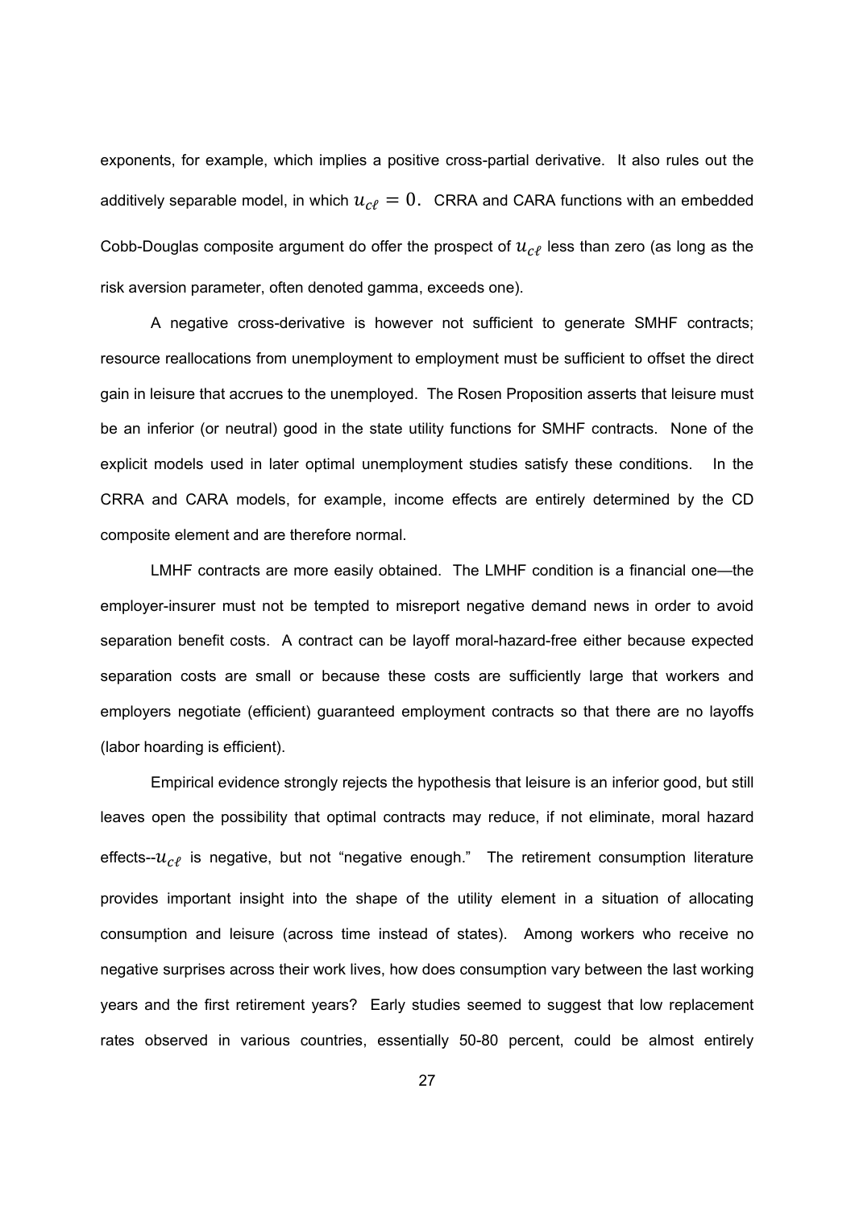exponents, for example, which implies a positive cross-partial derivative. It also rules out the additively separable model, in which $u_{c\ell} = 0$. CRRA and CARA functions with an embedded Cobb-Douglas composite argument do offer the prospect of $u_{c\ell}$ less than zero (as long as the risk aversion parameter, often denoted gamma, exceeds one).

A negative cross-derivative is however not sufficient to generate SMHF contracts; resource reallocations from unemployment to employment must be sufficient to offset the direct gain in leisure that accrues to the unemployed. The Rosen Proposition asserts that leisure must be an inferior (or neutral) good in the state utility functions for SMHF contracts. None of the explicit models used in later optimal unemployment studies satisfy these conditions. In the CRRA and CARA models, for example, income effects are entirely determined by the CD composite element and are therefore normal.

LMHF contracts are more easily obtained. The LMHF condition is a financial one—the employer-insurer must not be tempted to misreport negative demand news in order to avoid separation benefit costs. A contract can be layoff moral-hazard-free either because expected separation costs are small or because these costs are sufficiently large that workers and employers negotiate (efficient) guaranteed employment contracts so that there are no layoffs (labor hoarding is efficient).

Empirical evidence strongly rejects the hypothesis that leisure is an inferior good, but still leaves open the possibility that optimal contracts may reduce, if not eliminate, moral hazard effects--$u_{c\ell}$ is negative, but not "negative enough." The retirement consumption literature provides important insight into the shape of the utility element in a situation of allocating consumption and leisure (across time instead of states). Among workers who receive no negative surprises across their work lives, how does consumption vary between the last working years and the first retirement years? Early studies seemed to suggest that low replacement rates observed in various countries, essentially 50-80 percent, could be almost entirely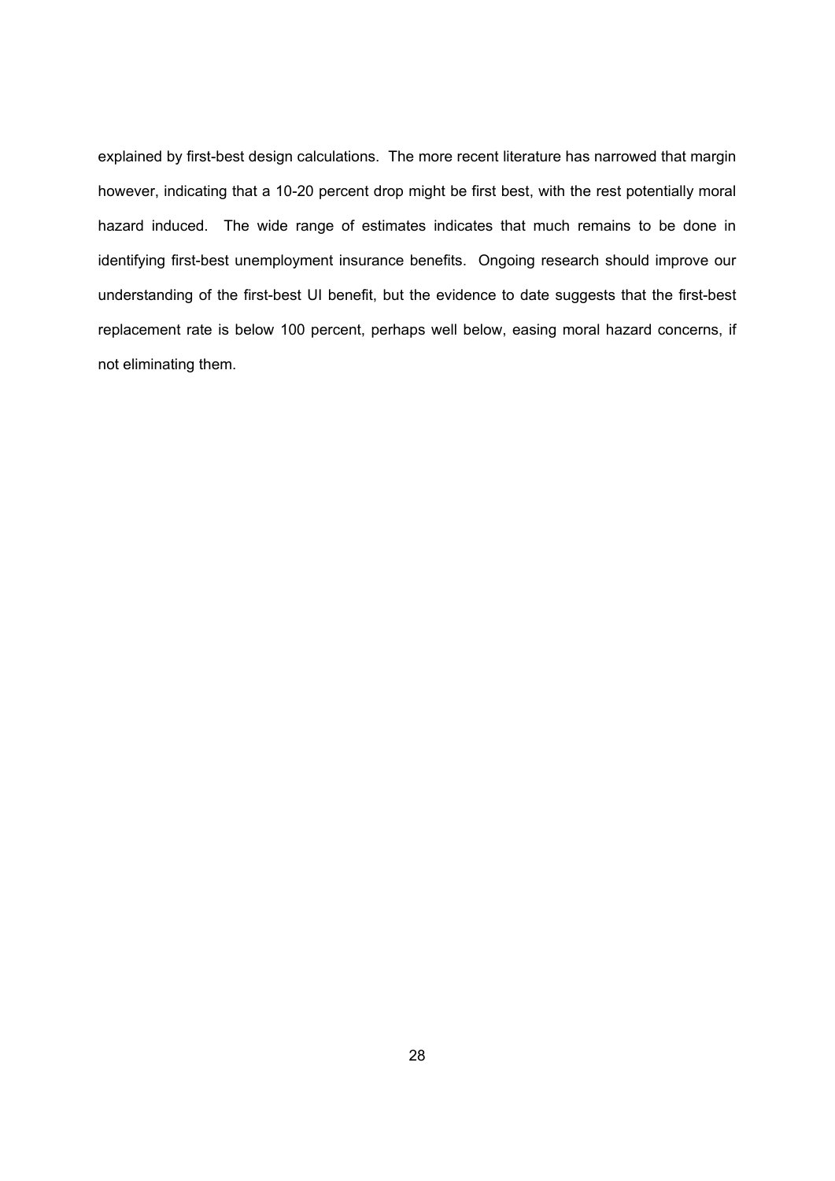explained by first-best design calculations. The more recent literature has narrowed that margin however, indicating that a 10-20 percent drop might be first best, with the rest potentially moral hazard induced. The wide range of estimates indicates that much remains to be done in identifying first-best unemployment insurance benefits. Ongoing research should improve our understanding of the first-best UI benefit, but the evidence to date suggests that the first-best replacement rate is below 100 percent, perhaps well below, easing moral hazard concerns, if not eliminating them.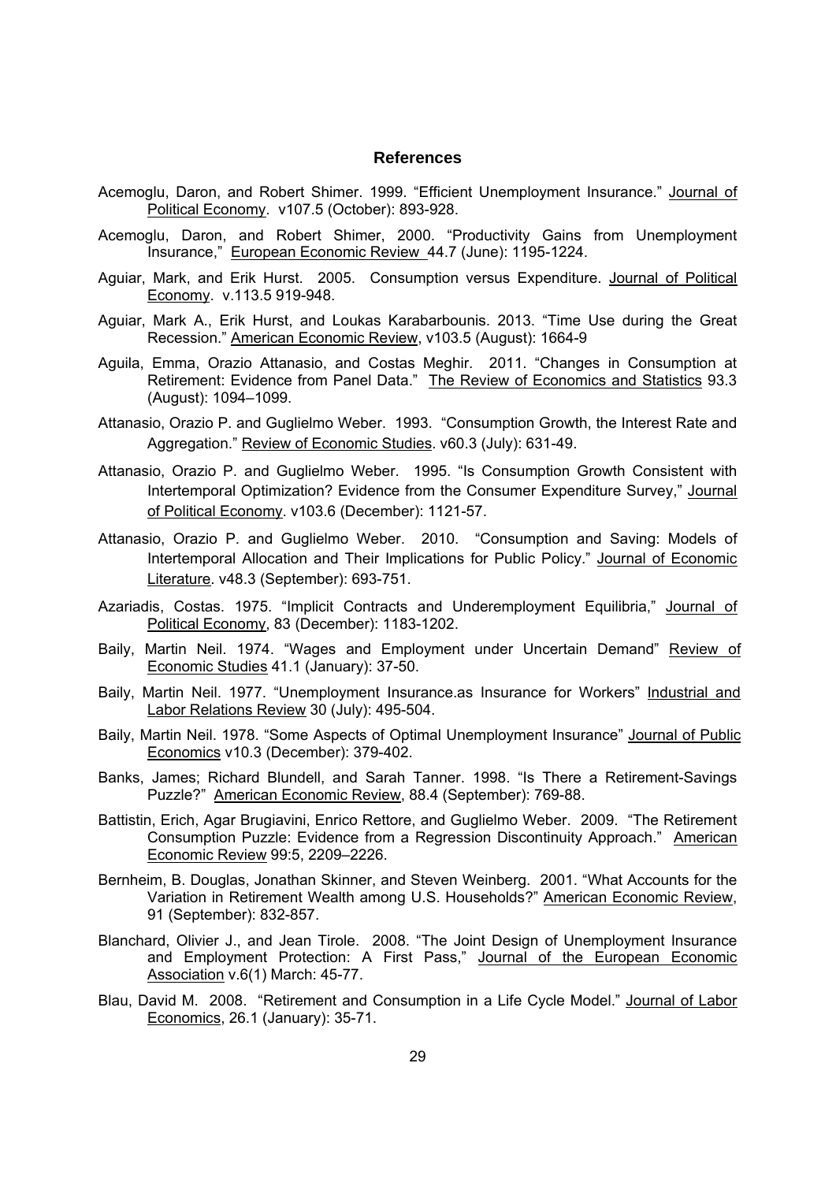## References

Acemoglu, Daron, and Robert Shimer. 1999. "Efficient Unemployment Insurance." Journal of Political Economy. v107.5 (October): 893-928.

Acemoglu, Daron, and Robert Shimer, 2000. "Productivity Gains from Unemployment Insurance," European Economic Review 44.7 (June): 1195-1224.

Aguiar, Mark, and Erik Hurst. 2005. Consumption versus Expenditure. Journal of Political Economy. v.113.5 919-948.

Aguiar, Mark A., Erik Hurst, and Loukas Karabarbounis. 2013. "Time Use during the Great Recession." American Economic Review, v103.5 (August): 1664-9

Aguila, Emma, Orazio Attanasio, and Costas Meghir. 2011. "Changes in Consumption at Retirement: Evidence from Panel Data." The Review of Economics and Statistics 93.3 (August): 1094–1099.

Attanasio, Orazio P. and Guglielmo Weber. 1993. "Consumption Growth, the Interest Rate and Aggregation." Review of Economic Studies. v60.3 (July): 631-49.

Attanasio, Orazio P. and Guglielmo Weber. 1995. "Is Consumption Growth Consistent with Intertemporal Optimization? Evidence from the Consumer Expenditure Survey," Journal of Political Economy. v103.6 (December): 1121-57.

Attanasio, Orazio P. and Guglielmo Weber. 2010. "Consumption and Saving: Models of Intertemporal Allocation and Their Implications for Public Policy." Journal of Economic Literature. v48.3 (September): 693-751.

Azariadis, Costas. 1975. "Implicit Contracts and Underemployment Equilibria," Journal of Political Economy, 83 (December): 1183-1202.

Baily, Martin Neil. 1974. "Wages and Employment under Uncertain Demand" Review of Economic Studies 41.1 (January): 37-50.

Baily, Martin Neil. 1977. "Unemployment Insurance.as Insurance for Workers" Industrial and Labor Relations Review 30 (July): 495-504.

Baily, Martin Neil. 1978. "Some Aspects of Optimal Unemployment Insurance" Journal of Public Economics v10.3 (December): 379-402.

Banks, James; Richard Blundell, and Sarah Tanner. 1998. "Is There a Retirement-Savings Puzzle?" American Economic Review, 88.4 (September): 769-88.

Battistin, Erich, Agar Brugiavini, Enrico Rettore, and Guglielmo Weber. 2009. "The Retirement Consumption Puzzle: Evidence from a Regression Discontinuity Approach." American Economic Review 99:5, 2209–2226.

Bernheim, B. Douglas, Jonathan Skinner, and Steven Weinberg. 2001. "What Accounts for the Variation in Retirement Wealth among U.S. Households?" American Economic Review, 91 (September): 832-857.

Blanchard, Olivier J., and Jean Tirole. 2008. "The Joint Design of Unemployment Insurance and Employment Protection: A First Pass," Journal of the European Economic Association v.6(1) March: 45-77.

Blau, David M. 2008. "Retirement and Consumption in a Life Cycle Model." Journal of Labor Economics, 26.1 (January): 35-71.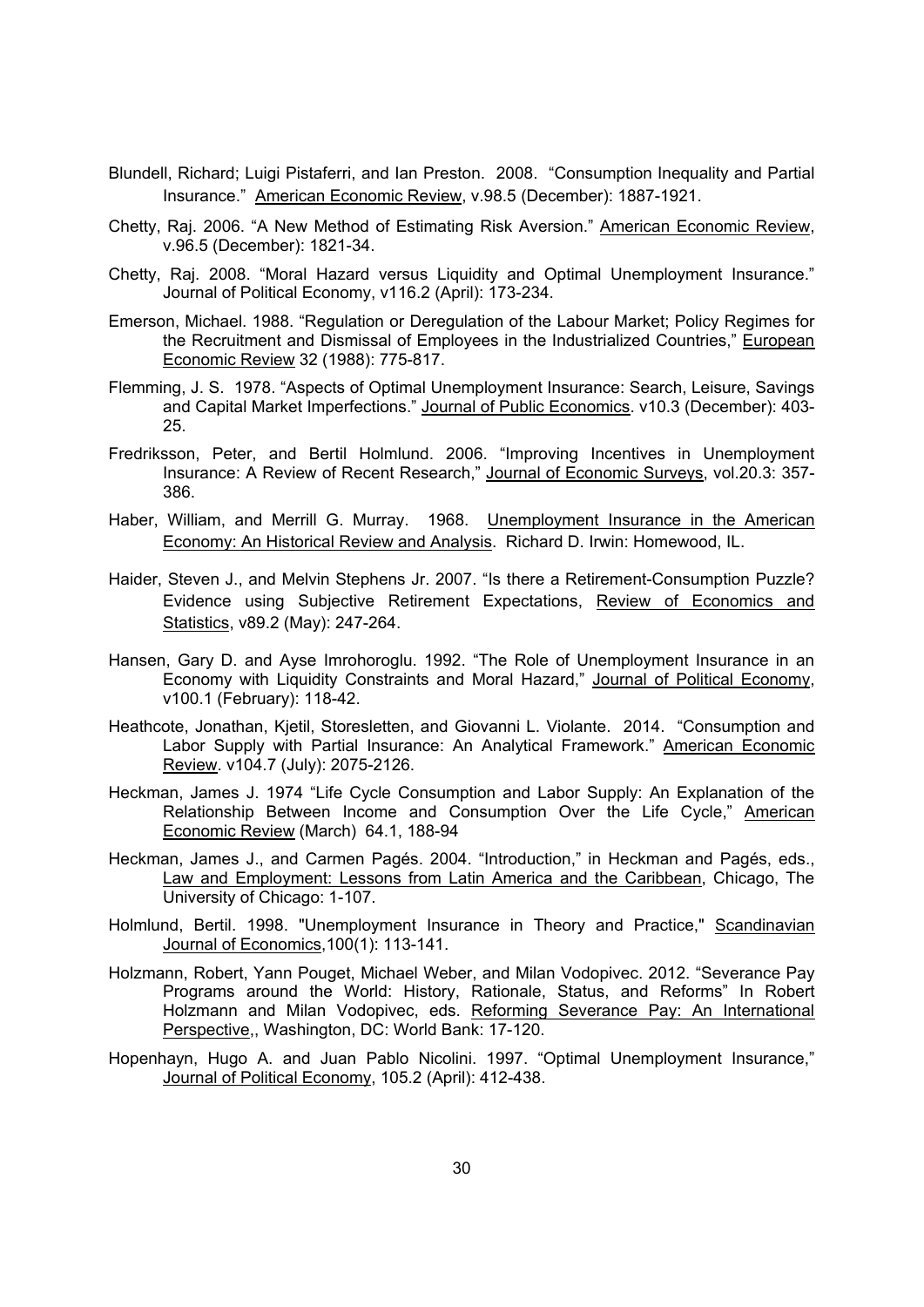Blundell, Richard; Luigi Pistaferri, and Ian Preston. 2008. "Consumption Inequality and Partial Insurance." American Economic Review, v.98.5 (December): 1887-1921.

Chetty, Raj. 2006. "A New Method of Estimating Risk Aversion." American Economic Review, v.96.5 (December): 1821-34.

Chetty, Raj. 2008. "Moral Hazard versus Liquidity and Optimal Unemployment Insurance." Journal of Political Economy, v116.2 (April): 173-234.

Emerson, Michael. 1988. "Regulation or Deregulation of the Labour Market; Policy Regimes for the Recruitment and Dismissal of Employees in the Industrialized Countries," European Economic Review 32 (1988): 775-817.

Flemming, J. S. 1978. "Aspects of Optimal Unemployment Insurance: Search, Leisure, Savings and Capital Market Imperfections." Journal of Public Economics. v10.3 (December): 403-25.

Fredriksson, Peter, and Bertil Holmlund. 2006. "Improving Incentives in Unemployment Insurance: A Review of Recent Research," Journal of Economic Surveys, vol.20.3: 357-386.

Haber, William, and Merrill G. Murray. 1968. Unemployment Insurance in the American Economy: An Historical Review and Analysis. Richard D. Irwin: Homewood, IL.

Haider, Steven J., and Melvin Stephens Jr. 2007. "Is there a Retirement-Consumption Puzzle? Evidence using Subjective Retirement Expectations, Review of Economics and Statistics, v89.2 (May): 247-264.

Hansen, Gary D. and Ayse Imrohoroglu. 1992. "The Role of Unemployment Insurance in an Economy with Liquidity Constraints and Moral Hazard," Journal of Political Economy, v100.1 (February): 118-42.

Heathcote, Jonathan, Kjetil, Storesletten, and Giovanni L. Violante. 2014. "Consumption and Labor Supply with Partial Insurance: An Analytical Framework." American Economic Review. v104.7 (July): 2075-2126.

Heckman, James J. 1974 "Life Cycle Consumption and Labor Supply: An Explanation of the Relationship Between Income and Consumption Over the Life Cycle," American Economic Review (March) 64.1, 188-94

Heckman, James J., and Carmen Pagés. 2004. "Introduction," in Heckman and Pagés, eds., Law and Employment: Lessons from Latin America and the Caribbean, Chicago, The University of Chicago: 1-107.

Holmlund, Bertil. 1998. "Unemployment Insurance in Theory and Practice," Scandinavian Journal of Economics,100(1): 113-141.

Holzmann, Robert, Yann Pouget, Michael Weber, and Milan Vodopivec. 2012. "Severance Pay Programs around the World: History, Rationale, Status, and Reforms" In Robert Holzmann and Milan Vodopivec, eds. Reforming Severance Pay: An International Perspective,, Washington, DC: World Bank: 17-120.

Hopenhayn, Hugo A. and Juan Pablo Nicolini. 1997. "Optimal Unemployment Insurance," Journal of Political Economy, 105.2 (April): 412-438.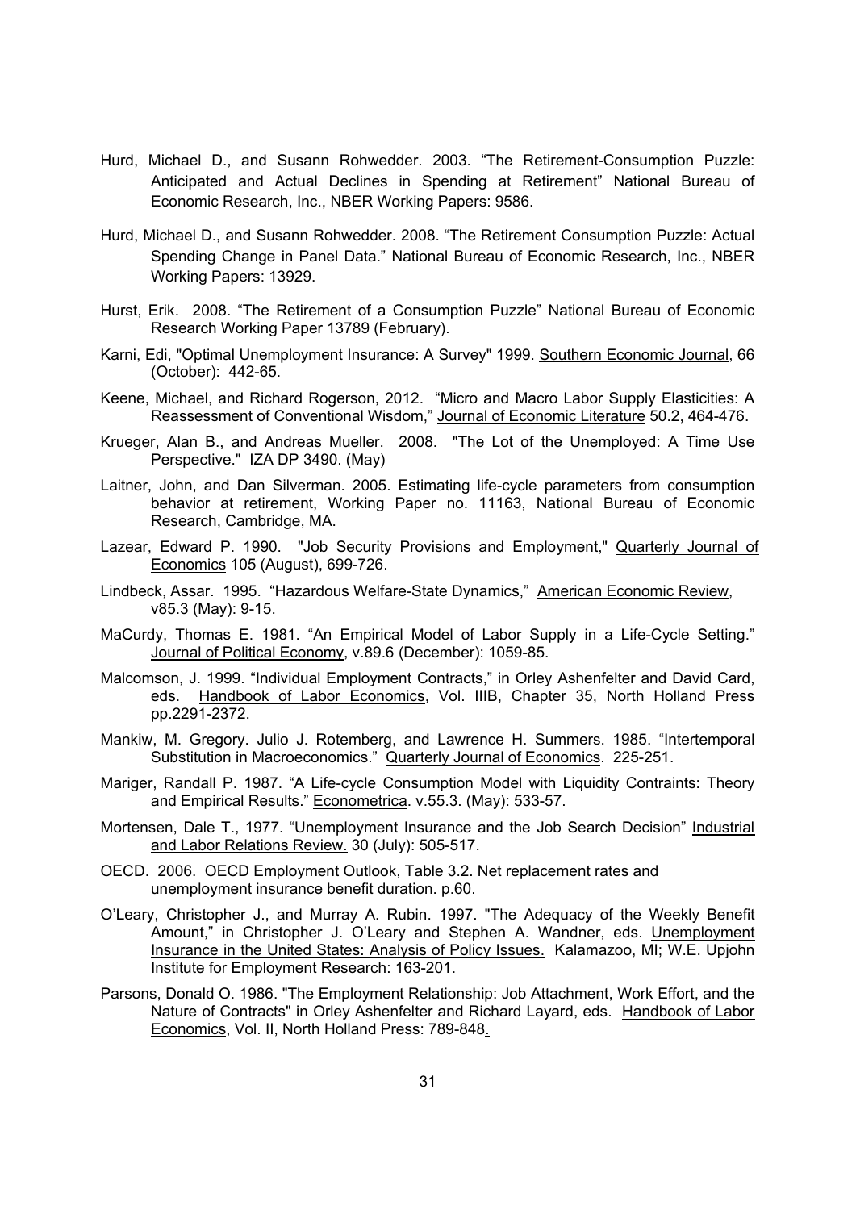Hurd, Michael D., and Susann Rohwedder. 2003. "The Retirement-Consumption Puzzle: Anticipated and Actual Declines in Spending at Retirement" National Bureau of Economic Research, Inc., NBER Working Papers: 9586.

Hurd, Michael D., and Susann Rohwedder. 2008. "The Retirement Consumption Puzzle: Actual Spending Change in Panel Data." National Bureau of Economic Research, Inc., NBER Working Papers: 13929.

Hurst, Erik. 2008. "The Retirement of a Consumption Puzzle" National Bureau of Economic Research Working Paper 13789 (February).

Karni, Edi, "Optimal Unemployment Insurance: A Survey" 1999. Southern Economic Journal, 66 (October): 442-65.

Keene, Michael, and Richard Rogerson, 2012. "Micro and Macro Labor Supply Elasticities: A Reassessment of Conventional Wisdom," Journal of Economic Literature 50.2, 464-476.

Krueger, Alan B., and Andreas Mueller. 2008. "The Lot of the Unemployed: A Time Use Perspective." IZA DP 3490. (May)

Laitner, John, and Dan Silverman. 2005. Estimating life-cycle parameters from consumption behavior at retirement, Working Paper no. 11163, National Bureau of Economic Research, Cambridge, MA.

Lazear, Edward P. 1990. "Job Security Provisions and Employment," Quarterly Journal of Economics 105 (August), 699-726.

Lindbeck, Assar. 1995. "Hazardous Welfare-State Dynamics," American Economic Review, v85.3 (May): 9-15.

MaCurdy, Thomas E. 1981. "An Empirical Model of Labor Supply in a Life-Cycle Setting." Journal of Political Economy, v.89.6 (December): 1059-85.

Malcomson, J. 1999. "Individual Employment Contracts," in Orley Ashenfelter and David Card, eds. Handbook of Labor Economics, Vol. IIIB, Chapter 35, North Holland Press pp.2291-2372.

Mankiw, M. Gregory. Julio J. Rotemberg, and Lawrence H. Summers. 1985. "Intertemporal Substitution in Macroeconomics." Quarterly Journal of Economics. 225-251.

Mariger, Randall P. 1987. "A Life-cycle Consumption Model with Liquidity Contraints: Theory and Empirical Results." Econometrica. v.55.3. (May): 533-57.

Mortensen, Dale T., 1977. "Unemployment Insurance and the Job Search Decision" Industrial and Labor Relations Review. 30 (July): 505-517.

OECD. 2006. OECD Employment Outlook, Table 3.2. Net replacement rates and unemployment insurance benefit duration. p.60.

O'Leary, Christopher J., and Murray A. Rubin. 1997. "The Adequacy of the Weekly Benefit Amount," in Christopher J. O'Leary and Stephen A. Wandner, eds. Unemployment Insurance in the United States: Analysis of Policy Issues. Kalamazoo, MI; W.E. Upjohn Institute for Employment Research: 163-201.

Parsons, Donald O. 1986. "The Employment Relationship: Job Attachment, Work Effort, and the Nature of Contracts" in Orley Ashenfelter and Richard Layard, eds. Handbook of Labor Economics, Vol. II, North Holland Press: 789-848.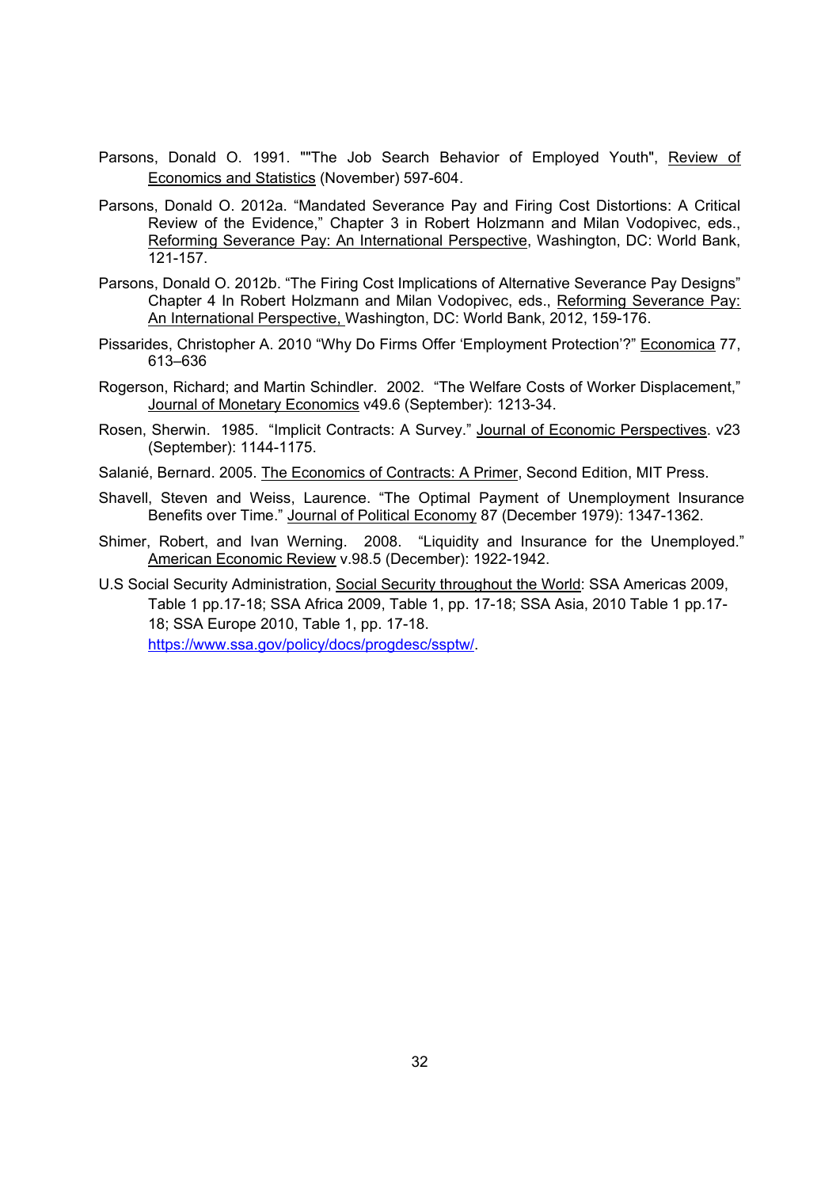Parsons, Donald O. 1991. ""The Job Search Behavior of Employed Youth", Review of Economics and Statistics (November) 597-604.

Parsons, Donald O. 2012a. "Mandated Severance Pay and Firing Cost Distortions: A Critical Review of the Evidence," Chapter 3 in Robert Holzmann and Milan Vodopivec, eds., Reforming Severance Pay: An International Perspective, Washington, DC: World Bank, 121-157.

Parsons, Donald O. 2012b. "The Firing Cost Implications of Alternative Severance Pay Designs" Chapter 4 In Robert Holzmann and Milan Vodopivec, eds., Reforming Severance Pay: An International Perspective, Washington, DC: World Bank, 2012, 159-176.

Pissarides, Christopher A. 2010 "Why Do Firms Offer 'Employment Protection'?" Economica 77, 613–636

Rogerson, Richard; and Martin Schindler. 2002. "The Welfare Costs of Worker Displacement," Journal of Monetary Economics v49.6 (September): 1213-34.

Rosen, Sherwin. 1985. "Implicit Contracts: A Survey." Journal of Economic Perspectives. v23 (September): 1144-1175.

Salanié, Bernard. 2005. The Economics of Contracts: A Primer, Second Edition, MIT Press.

Shavell, Steven and Weiss, Laurence. "The Optimal Payment of Unemployment Insurance Benefits over Time." Journal of Political Economy 87 (December 1979): 1347-1362.

Shimer, Robert, and Ivan Werning. 2008. "Liquidity and Insurance for the Unemployed." American Economic Review v.98.5 (December): 1922-1942.

U.S Social Security Administration, Social Security throughout the World: SSA Americas 2009, Table 1 pp.17-18; SSA Africa 2009, Table 1, pp. 17-18; SSA Asia, 2010 Table 1 pp.17-18; SSA Europe 2010, Table 1, pp. 17-18. https://www.ssa.gov/policy/docs/progdesc/ssptw/.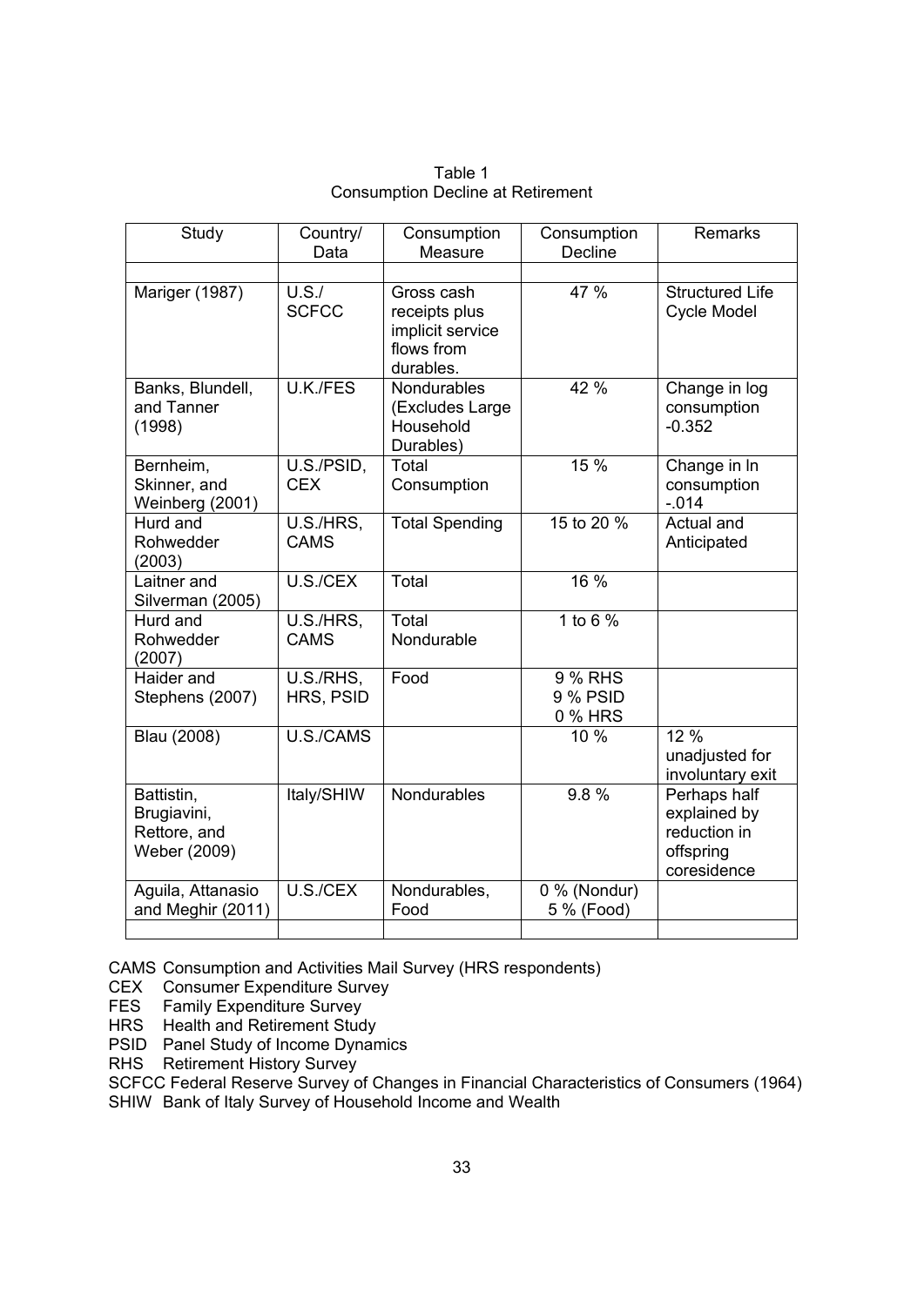Table 1
Consumption Decline at Retirement

| Study | Country/ Data | Consumption Measure | Consumption Decline | Remarks |
|---|---|---|---|---|
| | | | | |
| Mariger (1987) | U.S./ SCFCC | Gross cash receipts plus implicit service flows from durables. | 47 % | Structured Life Cycle Model |
| Banks, Blundell, and Tanner (1998) | U.K./FES | Nondurables (Excludes Large Household Durables) | 42 % | Change in log consumption -0.352 |
| Bernheim, Skinner, and Weinberg (2001) | U.S./PSID, CEX | Total Consumption | 15 % | Change in ln consumption -.014 |
| Hurd and Rohwedder (2003) | U.S./HRS, CAMS | Total Spending | 15 to 20 % | Actual and Anticipated |
| Laitner and Silverman (2005) | U.S./CEX | Total | 16 % | |
| Hurd and Rohwedder (2007) | U.S./HRS, CAMS | Total Nondurable | 1 to 6 % | |
| Haider and Stephens (2007) | U.S./RHS, HRS, PSID | Food | 9 % RHS<br>9 % PSID<br>0 % HRS | |
| Blau (2008) | U.S./CAMS | | 10 % | 12 % unadjusted for involuntary exit |
| Battistin, Brugiavini, Rettore, and Weber (2009) | Italy/SHIW | Nondurables | 9.8 % | Perhaps half explained by reduction in offspring coresidence |
| Aguila, Attanasio and Meghir (2011) | U.S./CEX | Nondurables, Food | 0 % (Nondur)<br>5 % (Food) | |
| | | | | |

CAMS Consumption and Activities Mail Survey (HRS respondents)
CEX Consumer Expenditure Survey
FES Family Expenditure Survey
HRS Health and Retirement Study
PSID Panel Study of Income Dynamics
RHS Retirement History Survey
SCFCC Federal Reserve Survey of Changes in Financial Characteristics of Consumers (1964)
SHIW Bank of Italy Survey of Household Income and Wealth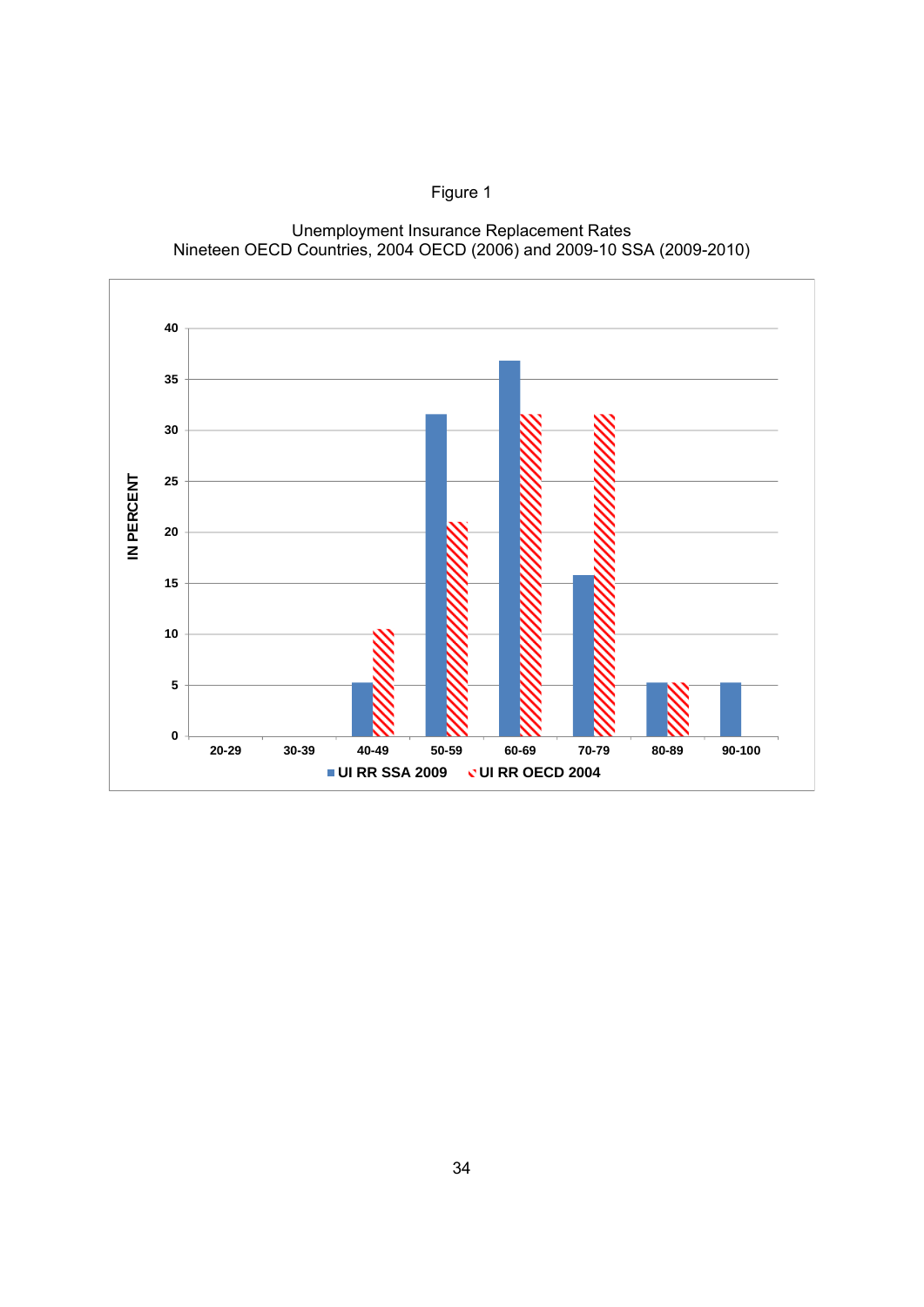Figure 1

Unemployment Insurance Replacement Rates
Nineteen OECD Countries, 2004 OECD (2006) and 2009-10 SSA (2009-2010)

| Replacement rate (percent) | UI RR SSA 2009 | UI RR OECD 2004 |
|---|---|---|
| 20-29 | 0 | 0 |
| 30-39 | 0 | 0 |
| 40-49 | 5.3 | 10.5 |
| 50-59 | 31.6 | 21.1 |
| 60-69 | 36.8 | 31.6 |
| 70-79 | 15.8 | 31.6 |
| 80-89 | 5.3 | 5.3 |
| 90-100 | 5.3 | 0 |

Y-axis: IN PERCENT (0 to 40). Values are approximate readings from the bar chart.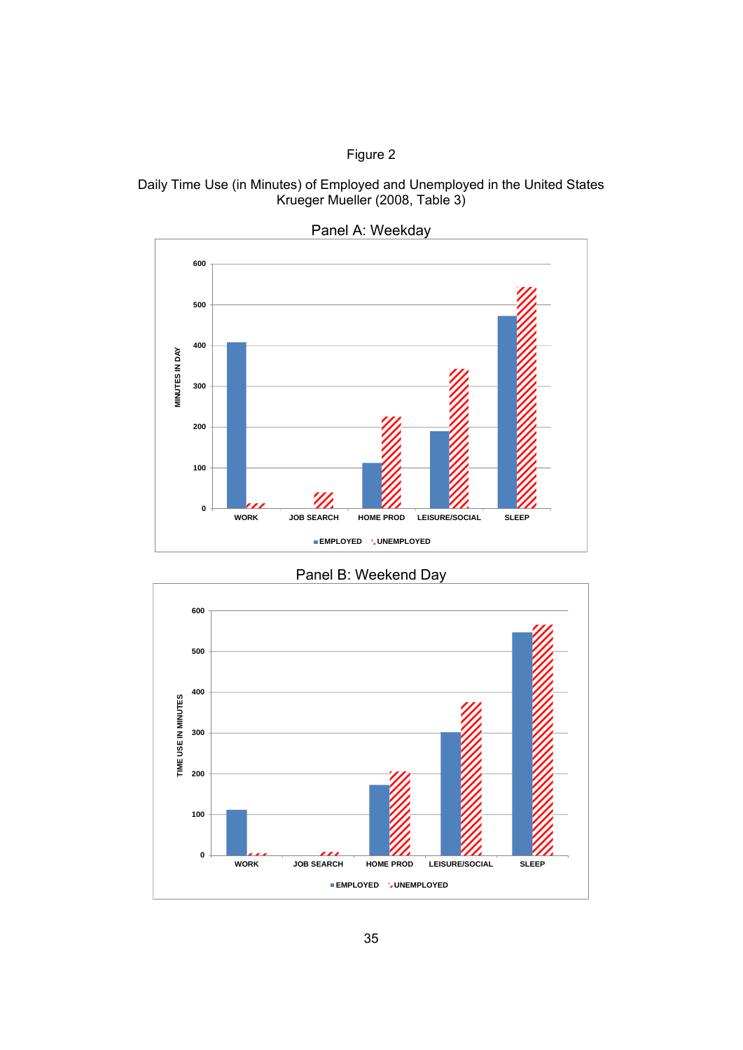Figure 2

Daily Time Use (in Minutes) of Employed and Unemployed in the United States
Krueger Mueller (2008, Table 3)

Panel A: Weekday

Panel B: Weekend Day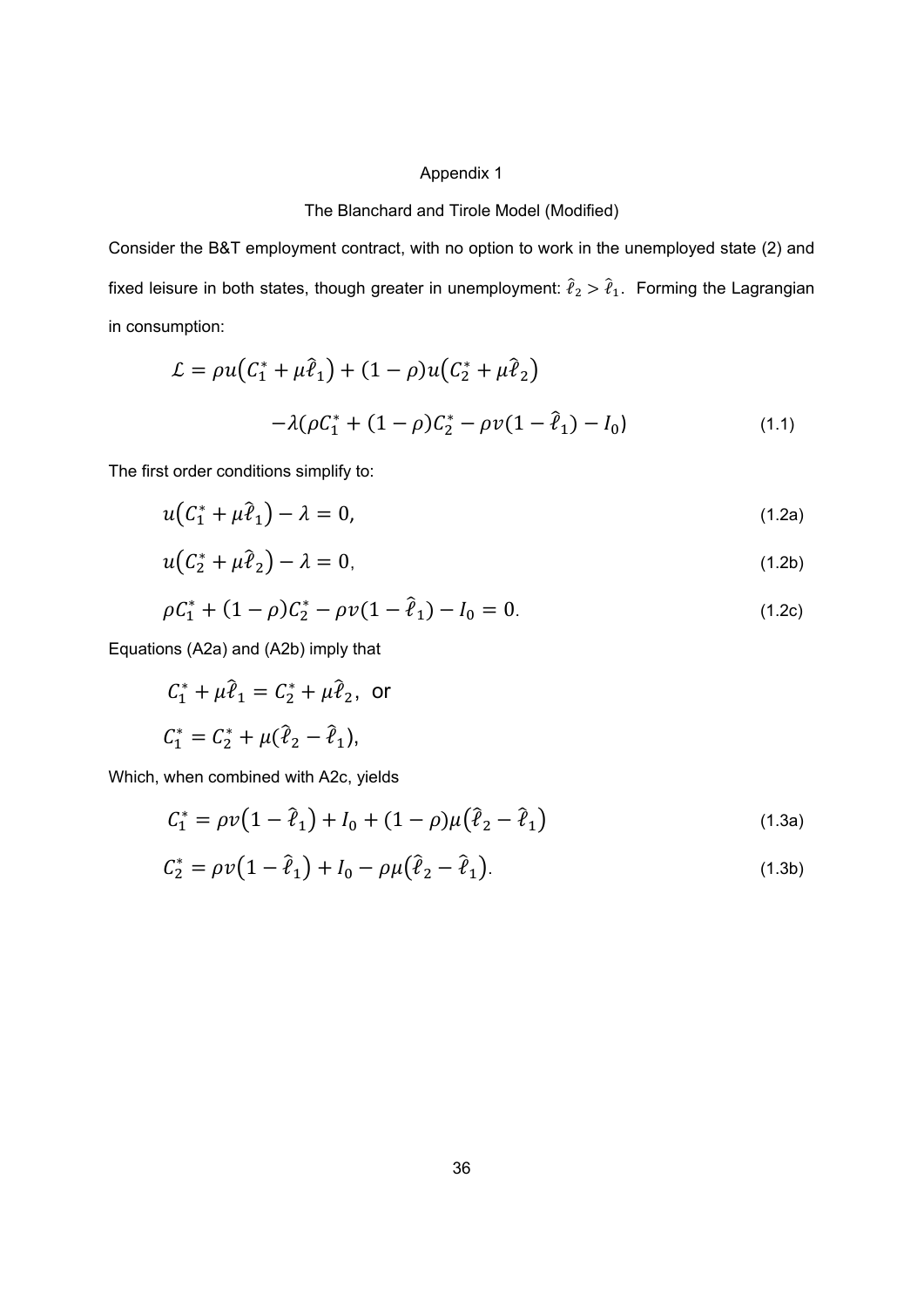Appendix 1

The Blanchard and Tirole Model (Modified)

Consider the B&T employment contract, with no option to work in the unemployed state (2) and fixed leisure in both states, though greater in unemployment: $\hat{\ell}_2 > \hat{\ell}_1$. Forming the Lagrangian in consumption:

$$\mathcal{L} = \rho u\big(C_1^* + \mu\hat{\ell}_1\big) + (1-\rho)u\big(C_2^* + \mu\hat{\ell}_2\big)$$

$$-\lambda(\rho C_1^* + (1-\rho)C_2^* - \rho v(1-\hat{\ell}_1) - I_0) \tag{1.1}$$

The first order conditions simplify to:

$$u\big(C_1^* + \mu\hat{\ell}_1\big) - \lambda = 0, \tag{1.2a}$$

$$u\big(C_2^* + \mu\hat{\ell}_2\big) - \lambda = 0, \tag{1.2b}$$

$$\rho C_1^* + (1-\rho)C_2^* - \rho v(1-\hat{\ell}_1) - I_0 = 0. \tag{1.2c}$$

Equations (A2a) and (A2b) imply that

$$C_1^* + \mu\hat{\ell}_1 = C_2^* + \mu\hat{\ell}_2, \text{ or}$$

$$C_1^* = C_2^* + \mu(\hat{\ell}_2 - \hat{\ell}_1),$$

Which, when combined with A2c, yields

$$C_1^* = \rho v\big(1-\hat{\ell}_1\big) + I_0 + (1-\rho)\mu\big(\hat{\ell}_2 - \hat{\ell}_1\big) \tag{1.3a}$$

$$C_2^* = \rho v\big(1-\hat{\ell}_1\big) + I_0 - \rho\mu\big(\hat{\ell}_2 - \hat{\ell}_1\big). \tag{1.3b}$$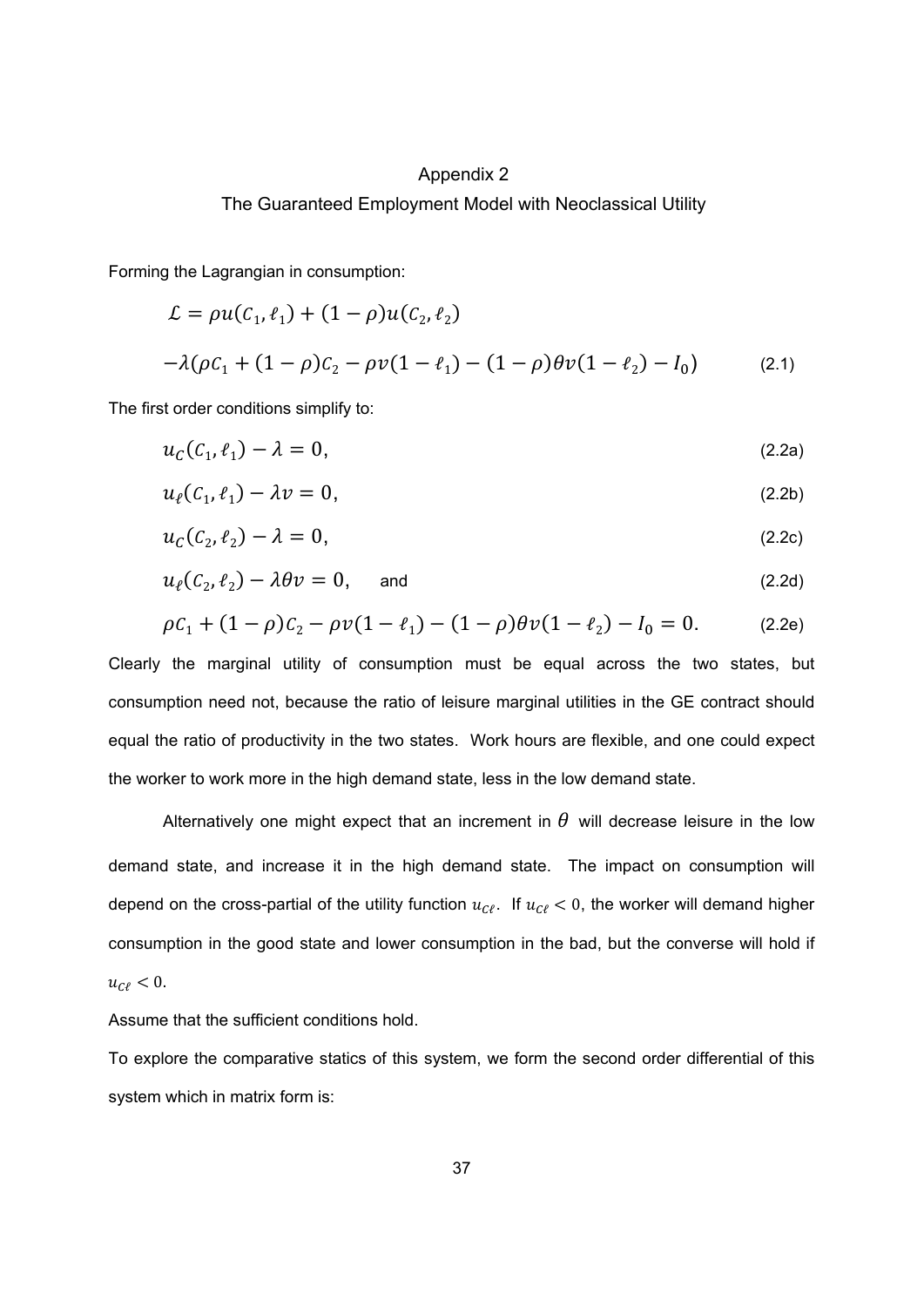## Appendix 2

### The Guaranteed Employment Model with Neoclassical Utility

Forming the Lagrangian in consumption:

$$\mathcal{L} = \rho u(C_1, \ell_1) + (1-\rho)u(C_2, \ell_2)$$

$$-\lambda(\rho C_1 + (1-\rho)C_2 - \rho v(1-\ell_1) - (1-\rho)\theta v(1-\ell_2) - I_0) \tag{2.1}$$

The first order conditions simplify to:

$$u_C(C_1, \ell_1) - \lambda = 0, \tag{2.2a}$$

$$u_\ell(C_1, \ell_1) - \lambda v = 0, \tag{2.2b}$$

$$u_C(C_2, \ell_2) - \lambda = 0, \tag{2.2c}$$

$$u_\ell(C_2, \ell_2) - \lambda \theta v = 0, \quad \text{and} \tag{2.2d}$$

$$\rho C_1 + (1-\rho)C_2 - \rho v(1-\ell_1) - (1-\rho)\theta v(1-\ell_2) - I_0 = 0. \tag{2.2e}$$

Clearly the marginal utility of consumption must be equal across the two states, but consumption need not, because the ratio of leisure marginal utilities in the GE contract should equal the ratio of productivity in the two states. Work hours are flexible, and one could expect the worker to work more in the high demand state, less in the low demand state.

Alternatively one might expect that an increment in $\theta$ will decrease leisure in the low demand state, and increase it in the high demand state. The impact on consumption will depend on the cross-partial of the utility function $u_{C\ell}$. If $u_{C\ell} < 0$, the worker will demand higher consumption in the good state and lower consumption in the bad, but the converse will hold if $u_{C\ell} < 0$.

Assume that the sufficient conditions hold.

To explore the comparative statics of this system, we form the second order differential of this system which in matrix form is: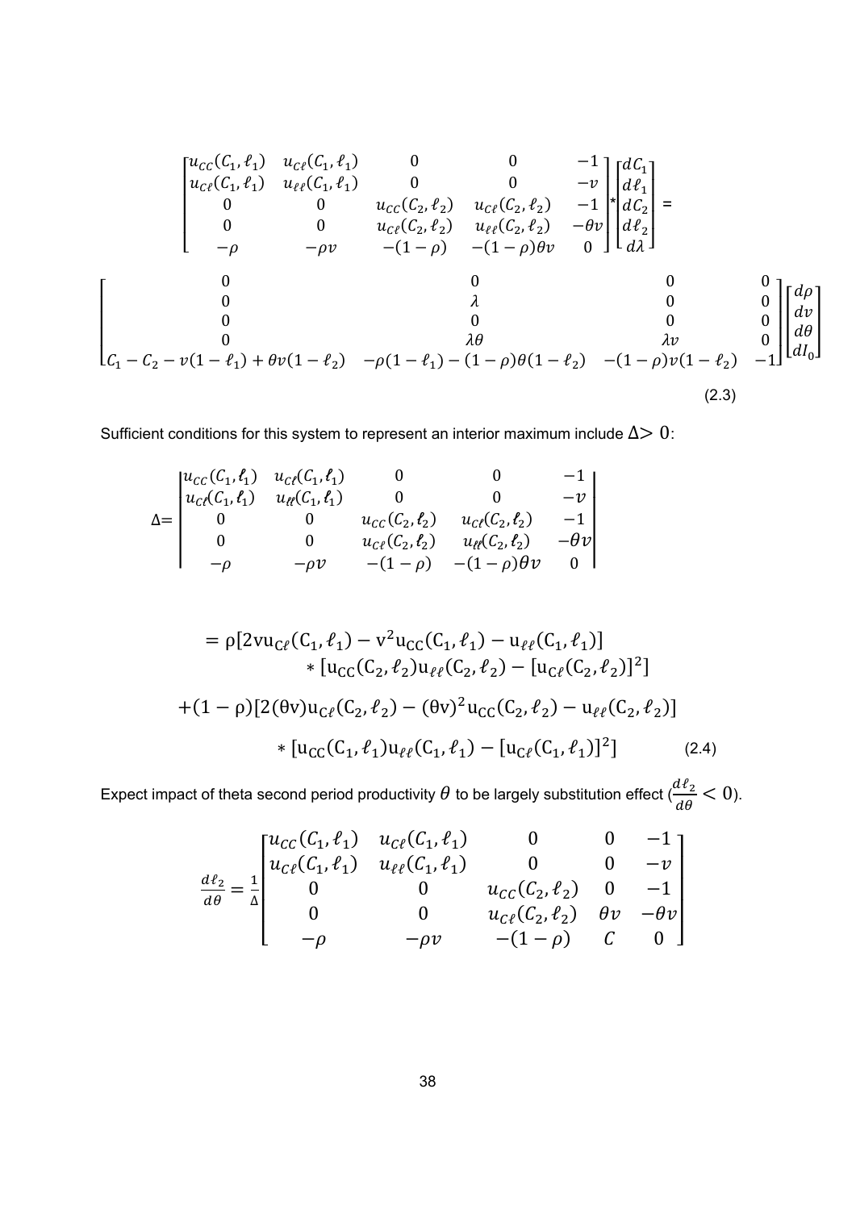$$
\begin{bmatrix}
u_{CC}(C_1,\ell_1) & u_{C\ell}(C_1,\ell_1) & 0 & 0 & -1 \\
u_{C\ell}(C_1,\ell_1) & u_{\ell\ell}(C_1,\ell_1) & 0 & 0 & -v \\
0 & 0 & u_{CC}(C_2,\ell_2) & u_{C\ell}(C_2,\ell_2) & -1 \\
0 & 0 & u_{C\ell}(C_2,\ell_2) & u_{\ell\ell}(C_2,\ell_2) & -\theta v \\
-\rho & -\rho v & -(1-\rho) & -(1-\rho)\theta v & 0
\end{bmatrix}
*
\begin{bmatrix}
dC_1 \\ d\ell_1 \\ dC_2 \\ d\ell_2 \\ d\lambda
\end{bmatrix}
=
$$

$$
\begin{bmatrix}
0 & 0 & 0 & 0 \\
0 & \lambda & 0 & 0 \\
0 & 0 & 0 & 0 \\
0 & \lambda\theta & \lambda v & 0 \\
C_1 - C_2 - v(1-\ell_1) + \theta v(1-\ell_2) & -\rho(1-\ell_1) - (1-\rho)\theta(1-\ell_2) & -(1-\rho)v(1-\ell_2) & -1
\end{bmatrix}
\begin{bmatrix}
d\rho \\ dv \\ d\theta \\ dI_0
\end{bmatrix}
\tag{2.3}
$$

Sufficient conditions for this system to represent an interior maximum include $\Delta > 0$:

$$
\Delta =
\begin{vmatrix}
u_{CC}(C_1,\ell_1) & u_{C\ell}(C_1,\ell_1) & 0 & 0 & -1 \\
u_{C\ell}(C_1,\ell_1) & u_{\ell\ell}(C_1,\ell_1) & 0 & 0 & -v \\
0 & 0 & u_{CC}(C_2,\ell_2) & u_{C\ell}(C_2,\ell_2) & -1 \\
0 & 0 & u_{C\ell}(C_2,\ell_2) & u_{\ell\ell}(C_2,\ell_2) & -\theta v \\
-\rho & -\rho v & -(1-\rho) & -(1-\rho)\theta v & 0
\end{vmatrix}
$$

$$
\begin{aligned}
&= \rho[2vu_{C\ell}(C_1,\ell_1) - v^2 u_{CC}(C_1,\ell_1) - u_{\ell\ell}(C_1,\ell_1)] \\
&\qquad * [u_{CC}(C_2,\ell_2)u_{\ell\ell}(C_2,\ell_2) - [u_{C\ell}(C_2,\ell_2)]^2] \\
&+ (1-\rho)[2(\theta v)u_{C\ell}(C_2,\ell_2) - (\theta v)^2 u_{CC}(C_2,\ell_2) - u_{\ell\ell}(C_2,\ell_2)] \\
&\qquad * [u_{CC}(C_1,\ell_1)u_{\ell\ell}(C_1,\ell_1) - [u_{C\ell}(C_1,\ell_1)]^2]
\end{aligned}
\tag{2.4}
$$

Expect impact of theta second period productivity $\theta$ to be largely substitution effect ($\frac{d\ell_2}{d\theta} < 0$).

$$
\frac{d\ell_2}{d\theta} = \frac{1}{\Delta}
\begin{bmatrix}
u_{CC}(C_1,\ell_1) & u_{C\ell}(C_1,\ell_1) & 0 & 0 & -1 \\
u_{C\ell}(C_1,\ell_1) & u_{\ell\ell}(C_1,\ell_1) & 0 & 0 & -v \\
0 & 0 & u_{CC}(C_2,\ell_2) & 0 & -1 \\
0 & 0 & u_{C\ell}(C_2,\ell_2) & \theta v & -\theta v \\
-\rho & -\rho v & -(1-\rho) & C & 0
\end{bmatrix}
$$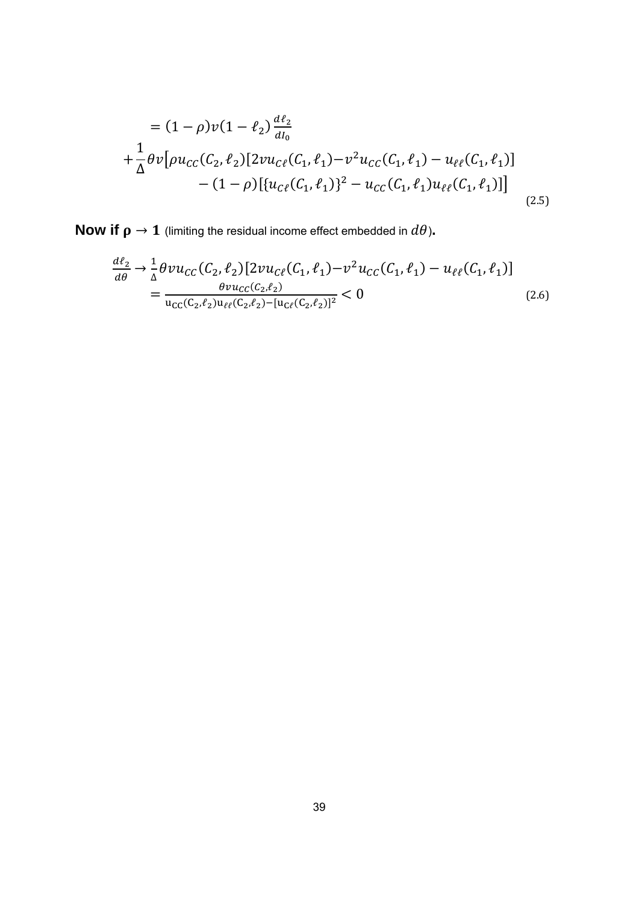$$
\begin{aligned}
&= (1-\rho)v(1-\ell_2)\frac{d\ell_2}{dI_0} \\
&+\frac{1}{\Delta}\theta v\big[\rho u_{CC}(C_2,\ell_2)[2vu_{C\ell}(C_1,\ell_1) - v^2u_{CC}(C_1,\ell_1) - u_{\ell\ell}(C_1,\ell_1)] \\
&\qquad - (1-\rho)[\{u_{C\ell}(C_1,\ell_1)\}^2 - u_{CC}(C_1,\ell_1)u_{\ell\ell}(C_1,\ell_1)]\big]
\end{aligned}
\tag{2.5}
$$

**Now if $\rho \to 1$** (limiting the residual income effect embedded in $d\theta$)**.**

$$
\begin{aligned}
\frac{d\ell_2}{d\theta} &\to \frac{1}{\Delta}\theta v u_{CC}(C_2,\ell_2)[2vu_{C\ell}(C_1,\ell_1) - v^2u_{CC}(C_1,\ell_1) - u_{\ell\ell}(C_1,\ell_1)] \\
&= \frac{\theta v u_{CC}(C_2,\ell_2)}{u_{CC}(C_2,\ell_2)u_{\ell\ell}(C_2,\ell_2) - [u_{C\ell}(C_2,\ell_2)]^2} < 0
\end{aligned}
\tag{2.6}
$$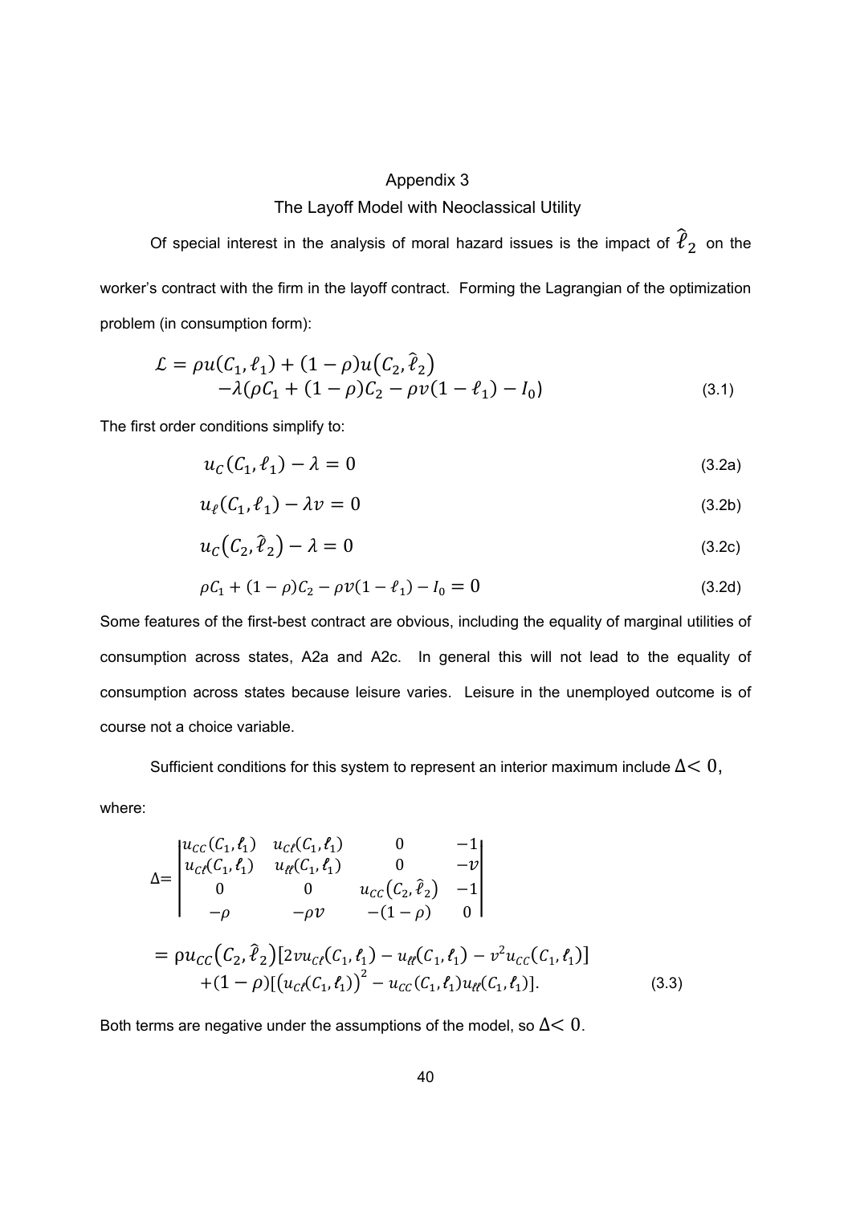# Appendix 3

## The Layoff Model with Neoclassical Utility

Of special interest in the analysis of moral hazard issues is the impact of $\hat{\ell}_2$ on the worker's contract with the firm in the layoff contract. Forming the Lagrangian of the optimization problem (in consumption form):

$$\mathcal{L} = \rho u(C_1, \ell_1) + (1-\rho)u(C_2, \hat{\ell}_2) \\ -\lambda(\rho C_1 + (1-\rho)C_2 - \rho v(1-\ell_1) - I_0) \tag{3.1}$$

The first order conditions simplify to:

$$u_C(C_1, \ell_1) - \lambda = 0 \tag{3.2a}$$

$$u_\ell(C_1, \ell_1) - \lambda v = 0 \tag{3.2b}$$

$$u_C(C_2, \hat{\ell}_2) - \lambda = 0 \tag{3.2c}$$

$$\rho C_1 + (1-\rho)C_2 - \rho v(1-\ell_1) - I_0 = 0 \tag{3.2d}$$

Some features of the first-best contract are obvious, including the equality of marginal utilities of consumption across states, A2a and A2c. In general this will not lead to the equality of consumption across states because leisure varies. Leisure in the unemployed outcome is of course not a choice variable.

Sufficient conditions for this system to represent an interior maximum include $\Delta < 0$, where:

$$\Delta = \begin{vmatrix} u_{CC}(C_1,\ell_1) & u_{C\ell}(C_1,\ell_1) & 0 & -1 \\ u_{C\ell}(C_1,\ell_1) & u_{\ell\ell}(C_1,\ell_1) & 0 & -v \\ 0 & 0 & u_{CC}(C_2,\hat{\ell}_2) & -1 \\ -\rho & -\rho v & -(1-\rho) & 0 \end{vmatrix}$$

$$= \rho u_{CC}(C_2, \hat{\ell}_2)[2v u_{C\ell}(C_1,\ell_1) - u_{\ell\ell}(C_1,\ell_1) - v^2 u_{CC}(C_1,\ell_1)] \\ +(1-\rho)[(u_{C\ell}(C_1,\ell_1))^2 - u_{CC}(C_1,\ell_1)u_{\ell\ell}(C_1,\ell_1)]. \tag{3.3}$$

Both terms are negative under the assumptions of the model, so $\Delta < 0$.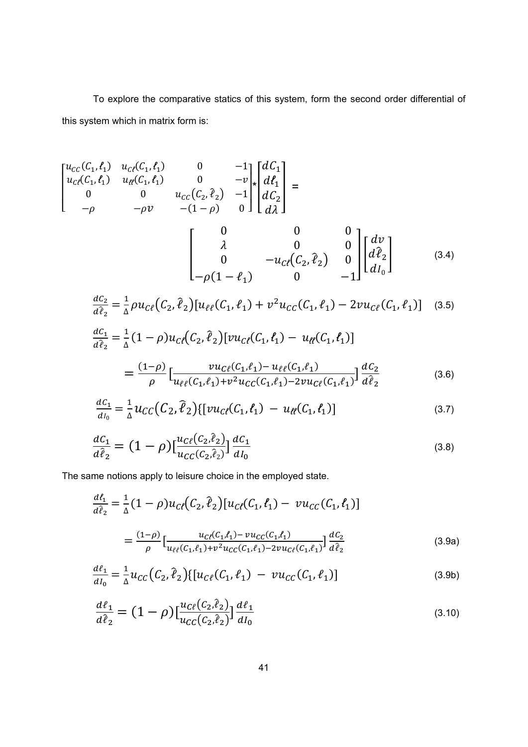To explore the comparative statics of this system, form the second order differential of this system which in matrix form is:

$$\begin{bmatrix} u_{CC}(C_1,\ell_1) & u_{C\ell}(C_1,\ell_1) & 0 & -1 \\ u_{C\ell}(C_1,\ell_1) & u_{\ell\ell}(C_1,\ell_1) & 0 & -v \\ 0 & 0 & u_{CC}(C_2,\hat{\ell}_2) & -1 \\ -\rho & -\rho v & -(1-\rho) & 0 \end{bmatrix} * \begin{bmatrix} dC_1 \\ d\ell_1 \\ dC_2 \\ d\lambda \end{bmatrix} =$$

$$\begin{bmatrix} 0 & 0 & 0 \\ \lambda & 0 & 0 \\ 0 & -u_{C\ell}(C_2,\hat{\ell}_2) & 0 \\ -\rho(1-\ell_1) & 0 & -1 \end{bmatrix} \begin{bmatrix} dv \\ d\hat{\ell}_2 \\ dI_0 \end{bmatrix} \tag{3.4}$$

$$\frac{dC_2}{d\hat{\ell}_2} = \frac{1}{\Delta}\rho u_{C\ell}(C_2,\hat{\ell}_2)[u_{\ell\ell}(C_1,\ell_1) + v^2 u_{CC}(C_1,\ell_1) - 2v u_{C\ell}(C_1,\ell_1)] \tag{3.5}$$

$$\frac{dC_1}{d\hat{\ell}_2} = \frac{1}{\Delta}(1-\rho)u_{C\ell}(C_2,\hat{\ell}_2)[v u_{C\ell}(C_1,\ell_1) - u_{\ell\ell}(C_1,\ell_1)]$$

$$= \frac{(1-\rho)}{\rho}\left[\frac{v u_{C\ell}(C_1,\ell_1) - u_{\ell\ell}(C_1,\ell_1)}{u_{\ell\ell}(C_1,\ell_1) + v^2 u_{CC}(C_1,\ell_1) - 2v u_{C\ell}(C_1,\ell_1)}\right]\frac{dC_2}{d\hat{\ell}_2} \tag{3.6}$$

$$\frac{dC_1}{dI_0} = \frac{1}{\Delta}u_{CC}(C_2,\hat{\ell}_2)\{[v u_{C\ell}(C_1,\ell_1) - u_{\ell\ell}(C_1,\ell_1)] \tag{3.7}$$

$$\frac{dC_1}{d\hat{\ell}_2} = (1-\rho)\left[\frac{u_{C\ell}(C_2,\hat{\ell}_2)}{u_{CC}(C_2,\hat{\ell}_2)}\right]\frac{dC_1}{dI_0} \tag{3.8}$$

The same notions apply to leisure choice in the employed state.

$$\frac{d\ell_1}{d\hat{\ell}_2} = \frac{1}{\Delta}(1-\rho)u_{C\ell}(C_2,\hat{\ell}_2)[u_{C\ell}(C_1,\ell_1) - v u_{CC}(C_1,\ell_1)]$$

$$= \frac{(1-\rho)}{\rho}\left[\frac{u_{C\ell}(C_1,\ell_1) - v u_{CC}(C_1,\ell_1)}{u_{\ell\ell}(C_1,\ell_1) + v^2 u_{CC}(C_1,\ell_1) - 2v u_{C\ell}(C_1,\ell_1)}\right]\frac{dC_2}{d\hat{\ell}_2} \tag{3.9a}$$

$$\frac{d\ell_1}{dI_0} = \frac{1}{\Delta}u_{CC}(C_2,\hat{\ell}_2)\{[u_{C\ell}(C_1,\ell_1) - v u_{CC}(C_1,\ell_1)] \tag{3.9b}$$

$$\frac{d\ell_1}{d\hat{\ell}_2} = (1-\rho)\left[\frac{u_{C\ell}(C_2,\hat{\ell}_2)}{u_{CC}(C_2,\hat{\ell}_2)}\right]\frac{d\ell_1}{dI_0} \tag{3.10}$$